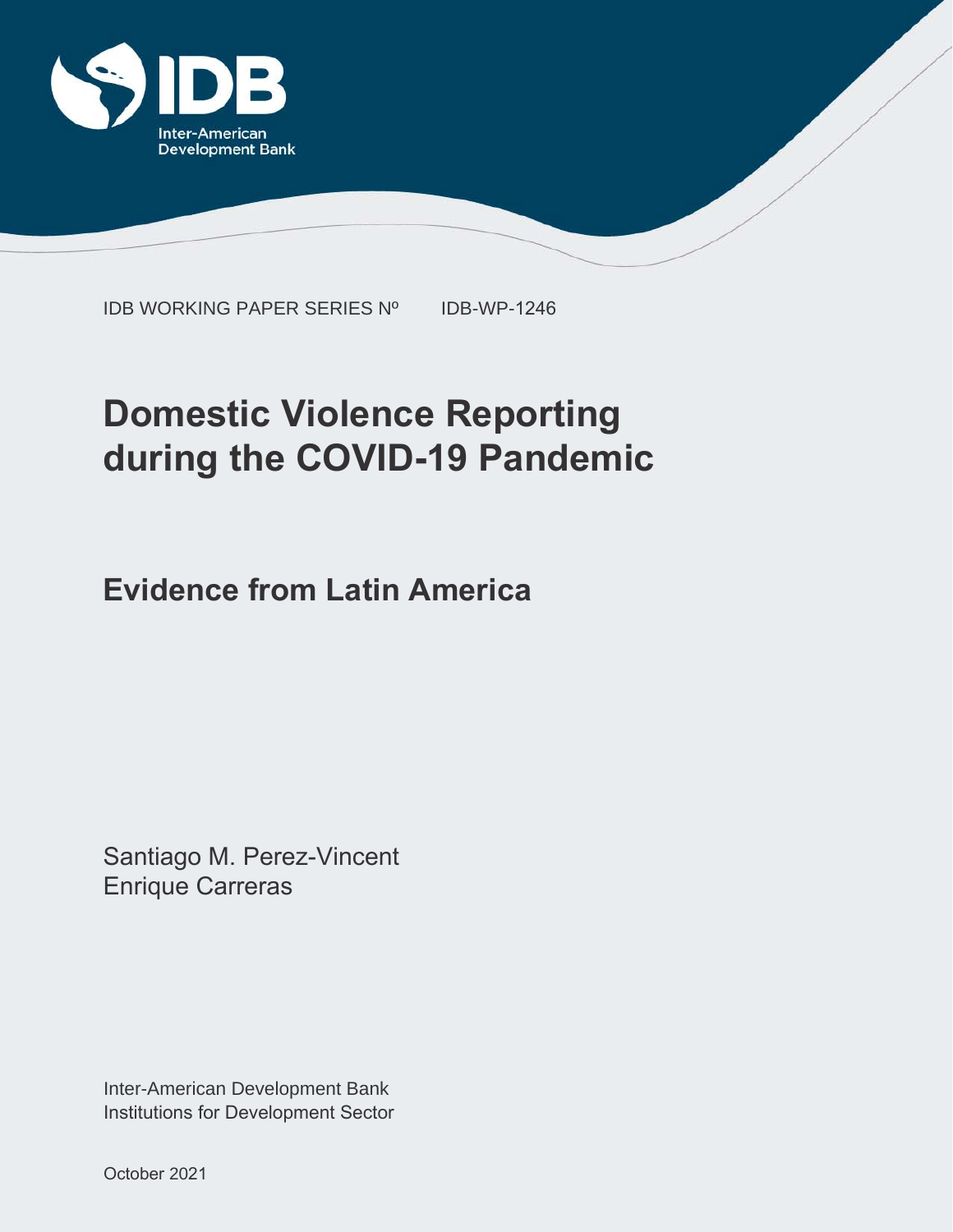IDB WORKING PAPER SERIES Nº IDB-WP-1246

# Domestic Violence Reporting during the COVID-19 Pandemic

## Evidence from Latin America

Santiago M. Perez-Vincent
Enrique Carreras

Inter-American Development Bank
Institutions for Development Sector

October 2021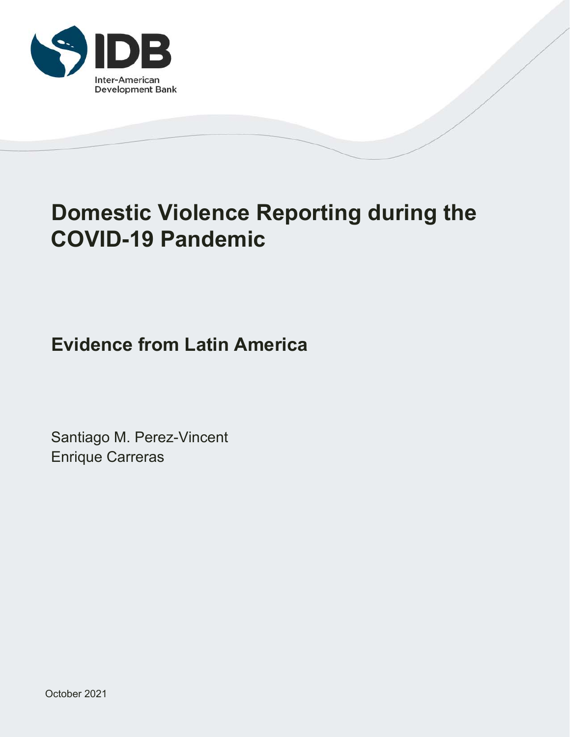Inter-American Development Bank

# Domestic Violence Reporting during the COVID-19 Pandemic

## Evidence from Latin America

Santiago M. Perez-Vincent
Enrique Carreras

October 2021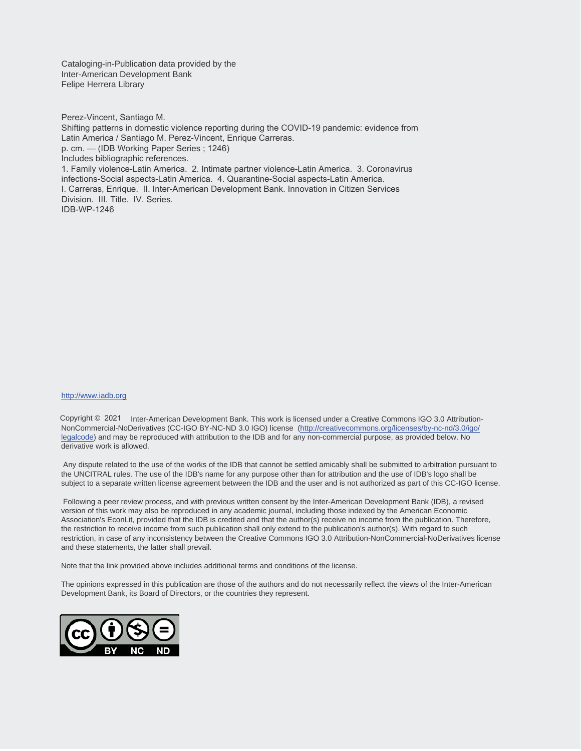Cataloging-in-Publication data provided by the
Inter-American Development Bank
Felipe Herrera Library

Perez-Vincent, Santiago M.
Shifting patterns in domestic violence reporting during the COVID-19 pandemic: evidence from Latin America / Santiago M. Perez-Vincent, Enrique Carreras.
p. cm. — (IDB Working Paper Series ; 1246)
Includes bibliographic references.
1. Family violence-Latin America. 2. Intimate partner violence-Latin America. 3. Coronavirus infections-Social aspects-Latin America. 4. Quarantine-Social aspects-Latin America.
I. Carreras, Enrique. II. Inter-American Development Bank. Innovation in Citizen Services Division. III. Title. IV. Series.
IDB-WP-1246

http://www.iadb.org

Copyright © 2021 Inter-American Development Bank. This work is licensed under a Creative Commons IGO 3.0 Attribution-NonCommercial-NoDerivatives (CC-IGO BY-NC-ND 3.0 IGO) license (http://creativecommons.org/licenses/by-nc-nd/3.0/igo/legalcode) and may be reproduced with attribution to the IDB and for any non-commercial purpose, as provided below. No derivative work is allowed.

Any dispute related to the use of the works of the IDB that cannot be settled amicably shall be submitted to arbitration pursuant to the UNCITRAL rules. The use of the IDB's name for any purpose other than for attribution and the use of IDB's logo shall be subject to a separate written license agreement between the IDB and the user and is not authorized as part of this CC-IGO license.

Following a peer review process, and with previous written consent by the Inter-American Development Bank (IDB), a revised version of this work may also be reproduced in any academic journal, including those indexed by the American Economic Association's EconLit, provided that the IDB is credited and that the author(s) receive no income from the publication. Therefore, the restriction to receive income from such publication shall only extend to the publication's author(s). With regard to such restriction, in case of any inconsistency between the Creative Commons IGO 3.0 Attribution-NonCommercial-NoDerivatives license and these statements, the latter shall prevail.

Note that the link provided above includes additional terms and conditions of the license.

The opinions expressed in this publication are those of the authors and do not necessarily reflect the views of the Inter-American Development Bank, its Board of Directors, or the countries they represent.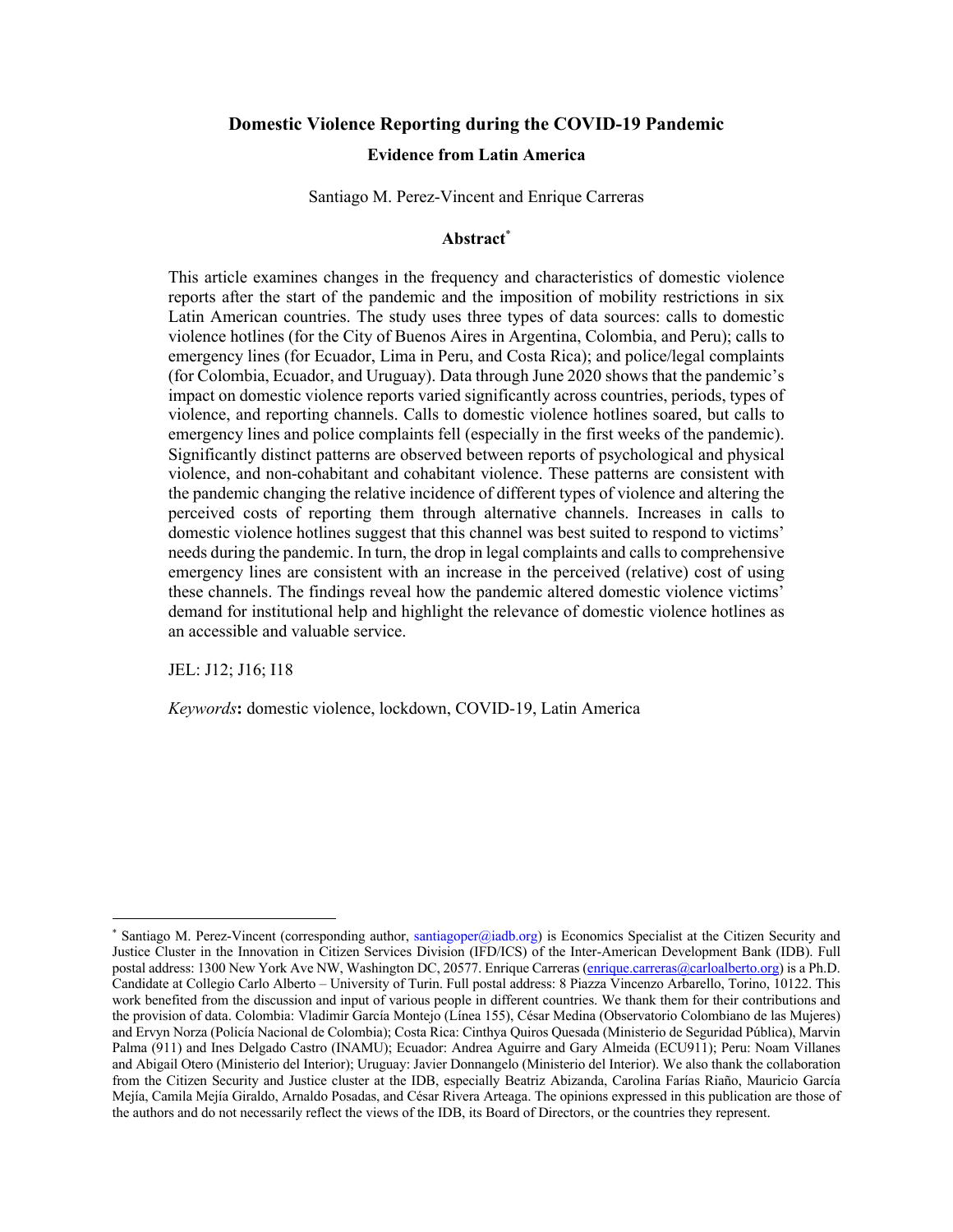# Domestic Violence Reporting during the COVID-19 Pandemic

## Evidence from Latin America

Santiago M. Perez-Vincent and Enrique Carreras

### Abstract*

This article examines changes in the frequency and characteristics of domestic violence reports after the start of the pandemic and the imposition of mobility restrictions in six Latin American countries. The study uses three types of data sources: calls to domestic violence hotlines (for the City of Buenos Aires in Argentina, Colombia, and Peru); calls to emergency lines (for Ecuador, Lima in Peru, and Costa Rica); and police/legal complaints (for Colombia, Ecuador, and Uruguay). Data through June 2020 shows that the pandemic's impact on domestic violence reports varied significantly across countries, periods, types of violence, and reporting channels. Calls to domestic violence hotlines soared, but calls to emergency lines and police complaints fell (especially in the first weeks of the pandemic). Significantly distinct patterns are observed between reports of psychological and physical violence, and non-cohabitant and cohabitant violence. These patterns are consistent with the pandemic changing the relative incidence of different types of violence and altering the perceived costs of reporting them through alternative channels. Increases in calls to domestic violence hotlines suggest that this channel was best suited to respond to victims' needs during the pandemic. In turn, the drop in legal complaints and calls to comprehensive emergency lines are consistent with an increase in the perceived (relative) cost of using these channels. The findings reveal how the pandemic altered domestic violence victims' demand for institutional help and highlight the relevance of domestic violence hotlines as an accessible and valuable service.

JEL: J12; J16; I18

*Keywords***:** domestic violence, lockdown, COVID-19, Latin America

---

* Santiago M. Perez-Vincent (corresponding author, santiagoper@iadb.org) is Economics Specialist at the Citizen Security and Justice Cluster in the Innovation in Citizen Services Division (IFD/ICS) of the Inter-American Development Bank (IDB). Full postal address: 1300 New York Ave NW, Washington DC, 20577. Enrique Carreras (enrique.carreras@carloalberto.org) is a Ph.D. Candidate at Collegio Carlo Alberto – University of Turin. Full postal address: 8 Piazza Vincenzo Arbarello, Torino, 10122. This work benefited from the discussion and input of various people in different countries. We thank them for their contributions and the provision of data. Colombia: Vladimir García Montejo (Línea 155), César Medina (Observatorio Colombiano de las Mujeres) and Ervyn Norza (Policía Nacional de Colombia); Costa Rica: Cinthya Quiros Quesada (Ministerio de Seguridad Pública), Marvin Palma (911) and Ines Delgado Castro (INAMU); Ecuador: Andrea Aguirre and Gary Almeida (ECU911); Peru: Noam Villanes and Abigail Otero (Ministerio del Interior); Uruguay: Javier Donnangelo (Ministerio del Interior). We also thank the collaboration from the Citizen Security and Justice cluster at the IDB, especially Beatriz Abizanda, Carolina Farías Riaño, Mauricio García Mejía, Camila Mejía Giraldo, Arnaldo Posadas, and César Rivera Arteaga. The opinions expressed in this publication are those of the authors and do not necessarily reflect the views of the IDB, its Board of Directors, or the countries they represent.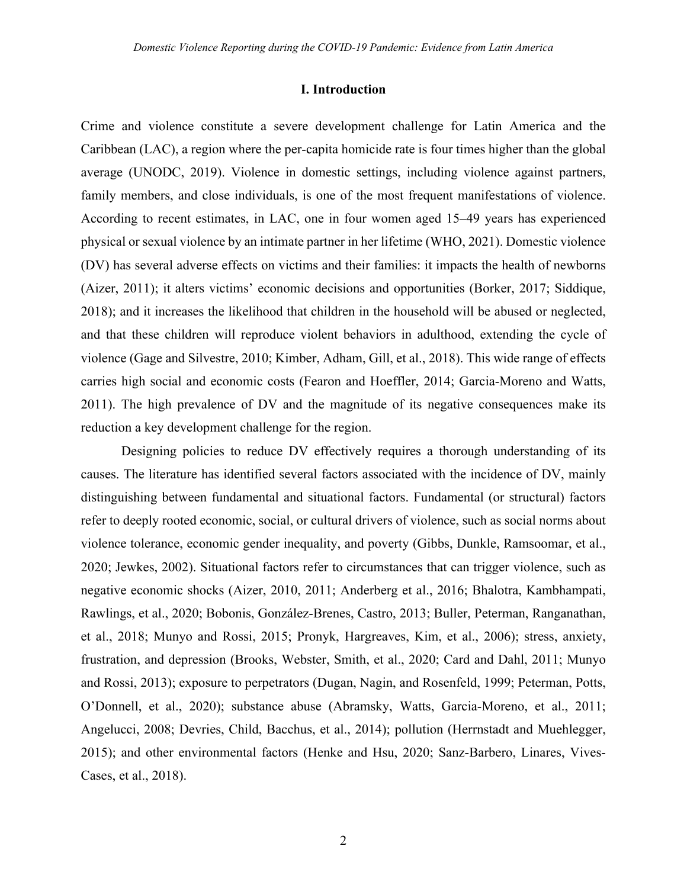## I. Introduction

Crime and violence constitute a severe development challenge for Latin America and the Caribbean (LAC), a region where the per-capita homicide rate is four times higher than the global average (UNODC, 2019). Violence in domestic settings, including violence against partners, family members, and close individuals, is one of the most frequent manifestations of violence. According to recent estimates, in LAC, one in four women aged 15–49 years has experienced physical or sexual violence by an intimate partner in her lifetime (WHO, 2021). Domestic violence (DV) has several adverse effects on victims and their families: it impacts the health of newborns (Aizer, 2011); it alters victims' economic decisions and opportunities (Borker, 2017; Siddique, 2018); and it increases the likelihood that children in the household will be abused or neglected, and that these children will reproduce violent behaviors in adulthood, extending the cycle of violence (Gage and Silvestre, 2010; Kimber, Adham, Gill, et al., 2018). This wide range of effects carries high social and economic costs (Fearon and Hoeffler, 2014; Garcia-Moreno and Watts, 2011). The high prevalence of DV and the magnitude of its negative consequences make its reduction a key development challenge for the region.

Designing policies to reduce DV effectively requires a thorough understanding of its causes. The literature has identified several factors associated with the incidence of DV, mainly distinguishing between fundamental and situational factors. Fundamental (or structural) factors refer to deeply rooted economic, social, or cultural drivers of violence, such as social norms about violence tolerance, economic gender inequality, and poverty (Gibbs, Dunkle, Ramsoomar, et al., 2020; Jewkes, 2002). Situational factors refer to circumstances that can trigger violence, such as negative economic shocks (Aizer, 2010, 2011; Anderberg et al., 2016; Bhalotra, Kambhampati, Rawlings, et al., 2020; Bobonis, González-Brenes, Castro, 2013; Buller, Peterman, Ranganathan, et al., 2018; Munyo and Rossi, 2015; Pronyk, Hargreaves, Kim, et al., 2006); stress, anxiety, frustration, and depression (Brooks, Webster, Smith, et al., 2020; Card and Dahl, 2011; Munyo and Rossi, 2013); exposure to perpetrators (Dugan, Nagin, and Rosenfeld, 1999; Peterman, Potts, O'Donnell, et al., 2020); substance abuse (Abramsky, Watts, Garcia-Moreno, et al., 2011; Angelucci, 2008; Devries, Child, Bacchus, et al., 2014); pollution (Herrnstadt and Muehlegger, 2015); and other environmental factors (Henke and Hsu, 2020; Sanz-Barbero, Linares, Vives-Cases, et al., 2018).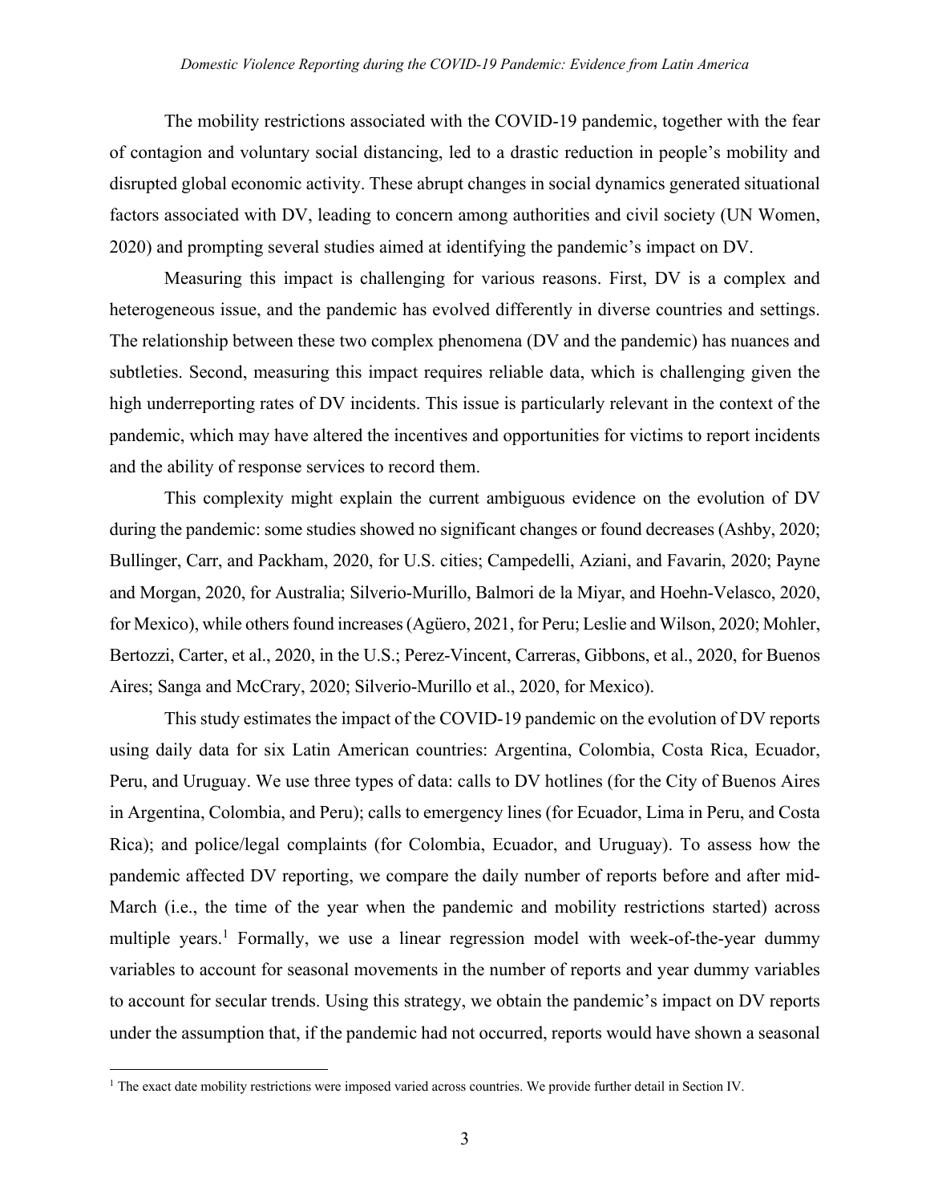The mobility restrictions associated with the COVID-19 pandemic, together with the fear of contagion and voluntary social distancing, led to a drastic reduction in people's mobility and disrupted global economic activity. These abrupt changes in social dynamics generated situational factors associated with DV, leading to concern among authorities and civil society (UN Women, 2020) and prompting several studies aimed at identifying the pandemic's impact on DV.

Measuring this impact is challenging for various reasons. First, DV is a complex and heterogeneous issue, and the pandemic has evolved differently in diverse countries and settings. The relationship between these two complex phenomena (DV and the pandemic) has nuances and subtleties. Second, measuring this impact requires reliable data, which is challenging given the high underreporting rates of DV incidents. This issue is particularly relevant in the context of the pandemic, which may have altered the incentives and opportunities for victims to report incidents and the ability of response services to record them.

This complexity might explain the current ambiguous evidence on the evolution of DV during the pandemic: some studies showed no significant changes or found decreases (Ashby, 2020; Bullinger, Carr, and Packham, 2020, for U.S. cities; Campedelli, Aziani, and Favarin, 2020; Payne and Morgan, 2020, for Australia; Silverio-Murillo, Balmori de la Miyar, and Hoehn-Velasco, 2020, for Mexico), while others found increases (Agüero, 2021, for Peru; Leslie and Wilson, 2020; Mohler, Bertozzi, Carter, et al., 2020, in the U.S.; Perez-Vincent, Carreras, Gibbons, et al., 2020, for Buenos Aires; Sanga and McCrary, 2020; Silverio-Murillo et al., 2020, for Mexico).

This study estimates the impact of the COVID-19 pandemic on the evolution of DV reports using daily data for six Latin American countries: Argentina, Colombia, Costa Rica, Ecuador, Peru, and Uruguay. We use three types of data: calls to DV hotlines (for the City of Buenos Aires in Argentina, Colombia, and Peru); calls to emergency lines (for Ecuador, Lima in Peru, and Costa Rica); and police/legal complaints (for Colombia, Ecuador, and Uruguay). To assess how the pandemic affected DV reporting, we compare the daily number of reports before and after mid-March (i.e., the time of the year when the pandemic and mobility restrictions started) across multiple years.[1] Formally, we use a linear regression model with week-of-the-year dummy variables to account for seasonal movements in the number of reports and year dummy variables to account for secular trends. Using this strategy, we obtain the pandemic's impact on DV reports under the assumption that, if the pandemic had not occurred, reports would have shown a seasonal

[1] The exact date mobility restrictions were imposed varied across countries. We provide further detail in Section IV.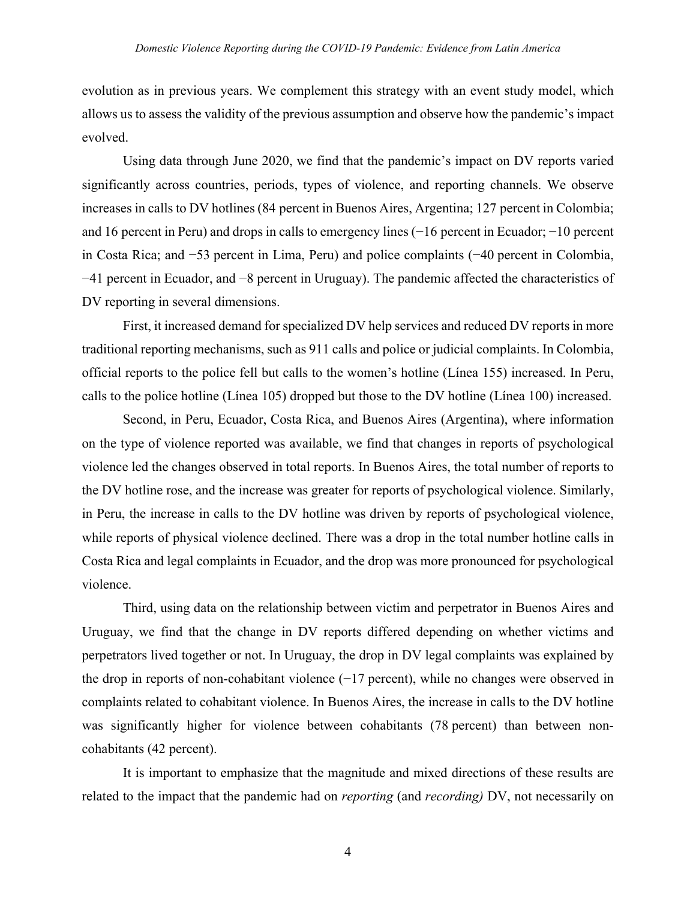evolution as in previous years. We complement this strategy with an event study model, which allows us to assess the validity of the previous assumption and observe how the pandemic's impact evolved.

Using data through June 2020, we find that the pandemic's impact on DV reports varied significantly across countries, periods, types of violence, and reporting channels. We observe increases in calls to DV hotlines (84 percent in Buenos Aires, Argentina; 127 percent in Colombia; and 16 percent in Peru) and drops in calls to emergency lines (−16 percent in Ecuador; −10 percent in Costa Rica; and −53 percent in Lima, Peru) and police complaints (−40 percent in Colombia, −41 percent in Ecuador, and −8 percent in Uruguay). The pandemic affected the characteristics of DV reporting in several dimensions.

First, it increased demand for specialized DV help services and reduced DV reports in more traditional reporting mechanisms, such as 911 calls and police or judicial complaints. In Colombia, official reports to the police fell but calls to the women's hotline (Línea 155) increased. In Peru, calls to the police hotline (Línea 105) dropped but those to the DV hotline (Línea 100) increased.

Second, in Peru, Ecuador, Costa Rica, and Buenos Aires (Argentina), where information on the type of violence reported was available, we find that changes in reports of psychological violence led the changes observed in total reports. In Buenos Aires, the total number of reports to the DV hotline rose, and the increase was greater for reports of psychological violence. Similarly, in Peru, the increase in calls to the DV hotline was driven by reports of psychological violence, while reports of physical violence declined. There was a drop in the total number hotline calls in Costa Rica and legal complaints in Ecuador, and the drop was more pronounced for psychological violence.

Third, using data on the relationship between victim and perpetrator in Buenos Aires and Uruguay, we find that the change in DV reports differed depending on whether victims and perpetrators lived together or not. In Uruguay, the drop in DV legal complaints was explained by the drop in reports of non-cohabitant violence (−17 percent), while no changes were observed in complaints related to cohabitant violence. In Buenos Aires, the increase in calls to the DV hotline was significantly higher for violence between cohabitants (78 percent) than between non-cohabitants (42 percent).

It is important to emphasize that the magnitude and mixed directions of these results are related to the impact that the pandemic had on *reporting* (and *recording)* DV, not necessarily on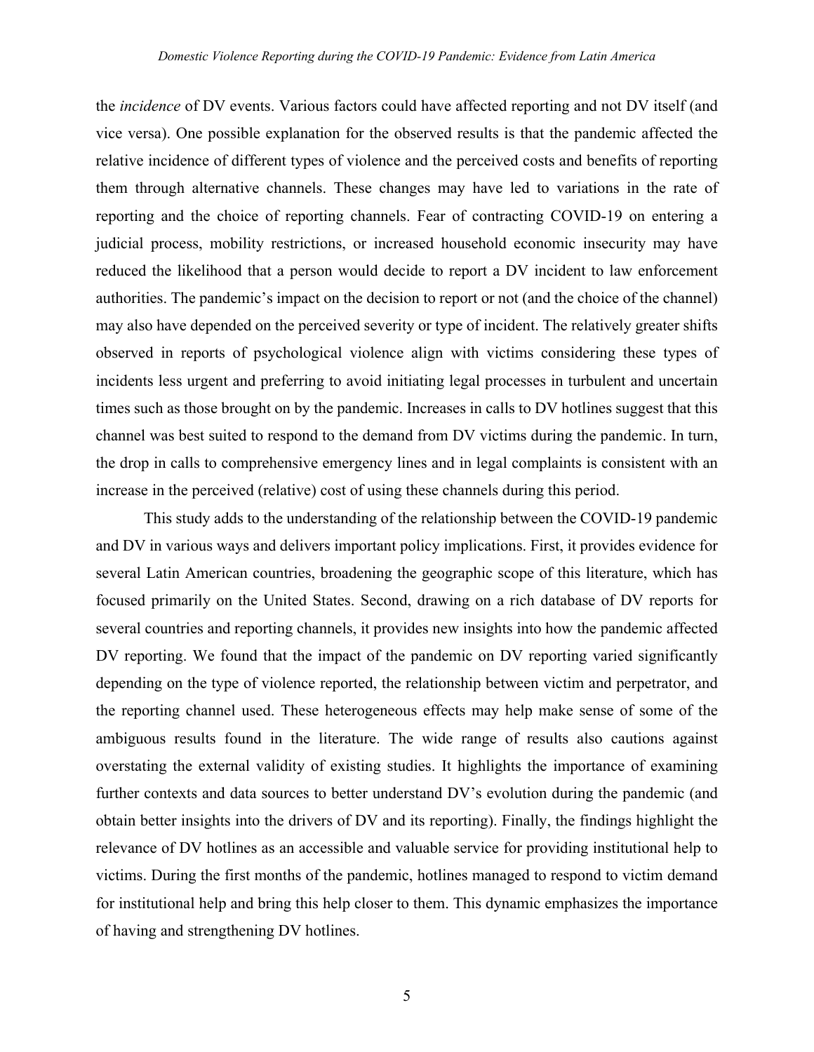the *incidence* of DV events. Various factors could have affected reporting and not DV itself (and vice versa). One possible explanation for the observed results is that the pandemic affected the relative incidence of different types of violence and the perceived costs and benefits of reporting them through alternative channels. These changes may have led to variations in the rate of reporting and the choice of reporting channels. Fear of contracting COVID-19 on entering a judicial process, mobility restrictions, or increased household economic insecurity may have reduced the likelihood that a person would decide to report a DV incident to law enforcement authorities. The pandemic's impact on the decision to report or not (and the choice of the channel) may also have depended on the perceived severity or type of incident. The relatively greater shifts observed in reports of psychological violence align with victims considering these types of incidents less urgent and preferring to avoid initiating legal processes in turbulent and uncertain times such as those brought on by the pandemic. Increases in calls to DV hotlines suggest that this channel was best suited to respond to the demand from DV victims during the pandemic. In turn, the drop in calls to comprehensive emergency lines and in legal complaints is consistent with an increase in the perceived (relative) cost of using these channels during this period.

This study adds to the understanding of the relationship between the COVID-19 pandemic and DV in various ways and delivers important policy implications. First, it provides evidence for several Latin American countries, broadening the geographic scope of this literature, which has focused primarily on the United States. Second, drawing on a rich database of DV reports for several countries and reporting channels, it provides new insights into how the pandemic affected DV reporting. We found that the impact of the pandemic on DV reporting varied significantly depending on the type of violence reported, the relationship between victim and perpetrator, and the reporting channel used. These heterogeneous effects may help make sense of some of the ambiguous results found in the literature. The wide range of results also cautions against overstating the external validity of existing studies. It highlights the importance of examining further contexts and data sources to better understand DV's evolution during the pandemic (and obtain better insights into the drivers of DV and its reporting). Finally, the findings highlight the relevance of DV hotlines as an accessible and valuable service for providing institutional help to victims. During the first months of the pandemic, hotlines managed to respond to victim demand for institutional help and bring this help closer to them. This dynamic emphasizes the importance of having and strengthening DV hotlines.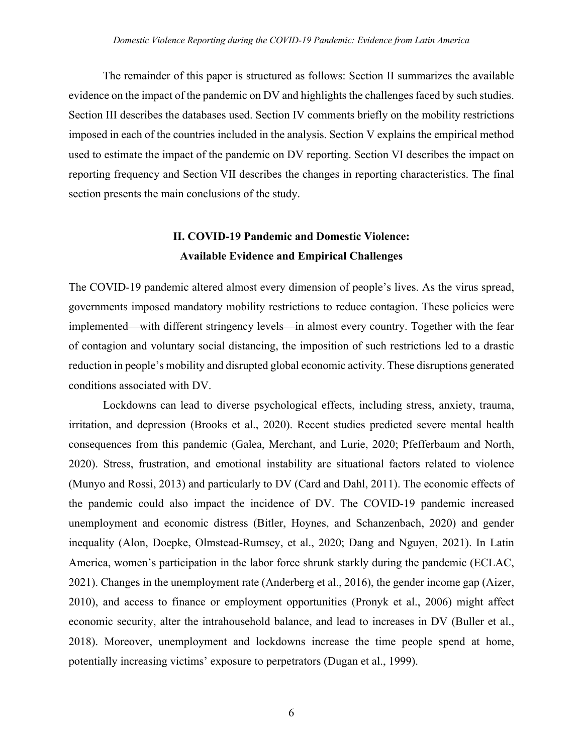The remainder of this paper is structured as follows: Section II summarizes the available evidence on the impact of the pandemic on DV and highlights the challenges faced by such studies. Section III describes the databases used. Section IV comments briefly on the mobility restrictions imposed in each of the countries included in the analysis. Section V explains the empirical method used to estimate the impact of the pandemic on DV reporting. Section VI describes the impact on reporting frequency and Section VII describes the changes in reporting characteristics. The final section presents the main conclusions of the study.

## II. COVID-19 Pandemic and Domestic Violence: Available Evidence and Empirical Challenges

The COVID-19 pandemic altered almost every dimension of people's lives. As the virus spread, governments imposed mandatory mobility restrictions to reduce contagion. These policies were implemented—with different stringency levels—in almost every country. Together with the fear of contagion and voluntary social distancing, the imposition of such restrictions led to a drastic reduction in people's mobility and disrupted global economic activity. These disruptions generated conditions associated with DV.

Lockdowns can lead to diverse psychological effects, including stress, anxiety, trauma, irritation, and depression (Brooks et al., 2020). Recent studies predicted severe mental health consequences from this pandemic (Galea, Merchant, and Lurie, 2020; Pfefferbaum and North, 2020). Stress, frustration, and emotional instability are situational factors related to violence (Munyo and Rossi, 2013) and particularly to DV (Card and Dahl, 2011). The economic effects of the pandemic could also impact the incidence of DV. The COVID-19 pandemic increased unemployment and economic distress (Bitler, Hoynes, and Schanzenbach, 2020) and gender inequality (Alon, Doepke, Olmstead-Rumsey, et al., 2020; Dang and Nguyen, 2021). In Latin America, women's participation in the labor force shrunk starkly during the pandemic (ECLAC, 2021). Changes in the unemployment rate (Anderberg et al., 2016), the gender income gap (Aizer, 2010), and access to finance or employment opportunities (Pronyk et al., 2006) might affect economic security, alter the intrahousehold balance, and lead to increases in DV (Buller et al., 2018). Moreover, unemployment and lockdowns increase the time people spend at home, potentially increasing victims' exposure to perpetrators (Dugan et al., 1999).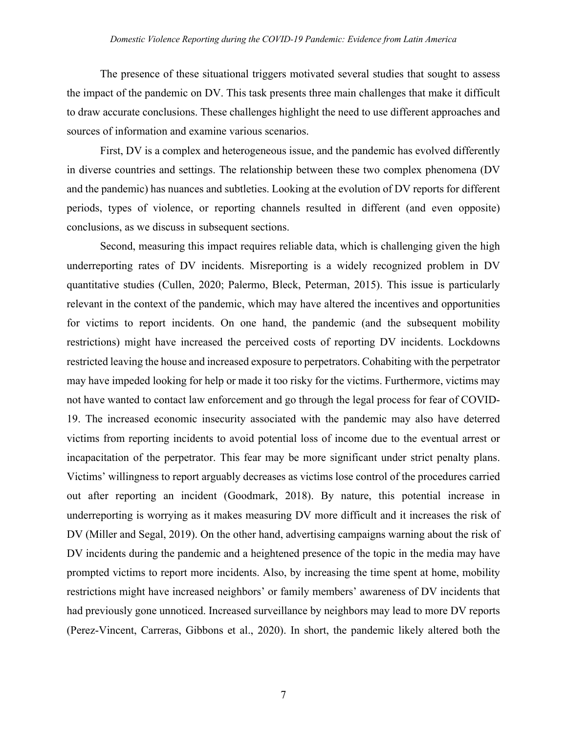The presence of these situational triggers motivated several studies that sought to assess the impact of the pandemic on DV. This task presents three main challenges that make it difficult to draw accurate conclusions. These challenges highlight the need to use different approaches and sources of information and examine various scenarios.

First, DV is a complex and heterogeneous issue, and the pandemic has evolved differently in diverse countries and settings. The relationship between these two complex phenomena (DV and the pandemic) has nuances and subtleties. Looking at the evolution of DV reports for different periods, types of violence, or reporting channels resulted in different (and even opposite) conclusions, as we discuss in subsequent sections.

Second, measuring this impact requires reliable data, which is challenging given the high underreporting rates of DV incidents. Misreporting is a widely recognized problem in DV quantitative studies (Cullen, 2020; Palermo, Bleck, Peterman, 2015). This issue is particularly relevant in the context of the pandemic, which may have altered the incentives and opportunities for victims to report incidents. On one hand, the pandemic (and the subsequent mobility restrictions) might have increased the perceived costs of reporting DV incidents. Lockdowns restricted leaving the house and increased exposure to perpetrators. Cohabiting with the perpetrator may have impeded looking for help or made it too risky for the victims. Furthermore, victims may not have wanted to contact law enforcement and go through the legal process for fear of COVID-19. The increased economic insecurity associated with the pandemic may also have deterred victims from reporting incidents to avoid potential loss of income due to the eventual arrest or incapacitation of the perpetrator. This fear may be more significant under strict penalty plans. Victims' willingness to report arguably decreases as victims lose control of the procedures carried out after reporting an incident (Goodmark, 2018). By nature, this potential increase in underreporting is worrying as it makes measuring DV more difficult and it increases the risk of DV (Miller and Segal, 2019). On the other hand, advertising campaigns warning about the risk of DV incidents during the pandemic and a heightened presence of the topic in the media may have prompted victims to report more incidents. Also, by increasing the time spent at home, mobility restrictions might have increased neighbors' or family members' awareness of DV incidents that had previously gone unnoticed. Increased surveillance by neighbors may lead to more DV reports (Perez-Vincent, Carreras, Gibbons et al., 2020). In short, the pandemic likely altered both the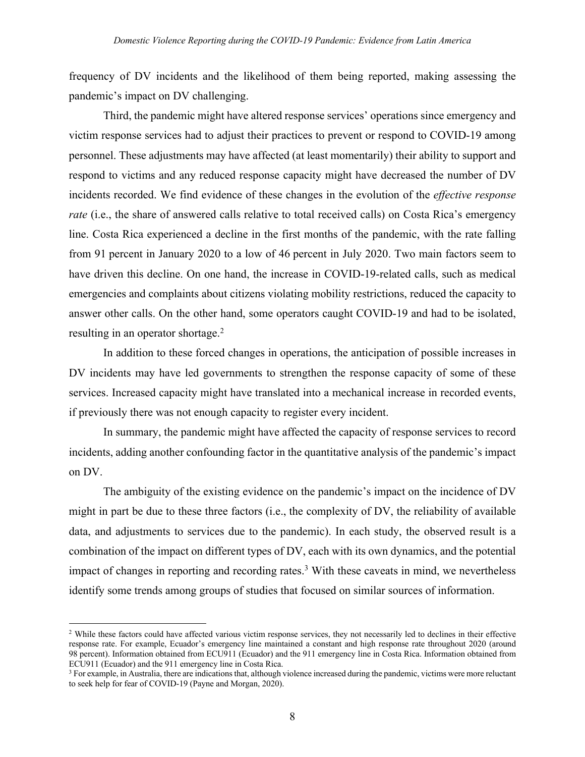frequency of DV incidents and the likelihood of them being reported, making assessing the pandemic's impact on DV challenging.

Third, the pandemic might have altered response services' operations since emergency and victim response services had to adjust their practices to prevent or respond to COVID-19 among personnel. These adjustments may have affected (at least momentarily) their ability to support and respond to victims and any reduced response capacity might have decreased the number of DV incidents recorded. We find evidence of these changes in the evolution of the *effective response rate* (i.e., the share of answered calls relative to total received calls) on Costa Rica's emergency line. Costa Rica experienced a decline in the first months of the pandemic, with the rate falling from 91 percent in January 2020 to a low of 46 percent in July 2020. Two main factors seem to have driven this decline. On one hand, the increase in COVID-19-related calls, such as medical emergencies and complaints about citizens violating mobility restrictions, reduced the capacity to answer other calls. On the other hand, some operators caught COVID-19 and had to be isolated, resulting in an operator shortage.[2]

In addition to these forced changes in operations, the anticipation of possible increases in DV incidents may have led governments to strengthen the response capacity of some of these services. Increased capacity might have translated into a mechanical increase in recorded events, if previously there was not enough capacity to register every incident.

In summary, the pandemic might have affected the capacity of response services to record incidents, adding another confounding factor in the quantitative analysis of the pandemic's impact on DV.

The ambiguity of the existing evidence on the pandemic's impact on the incidence of DV might in part be due to these three factors (i.e., the complexity of DV, the reliability of available data, and adjustments to services due to the pandemic). In each study, the observed result is a combination of the impact on different types of DV, each with its own dynamics, and the potential impact of changes in reporting and recording rates.[3] With these caveats in mind, we nevertheless identify some trends among groups of studies that focused on similar sources of information.

---

[2] While these factors could have affected various victim response services, they not necessarily led to declines in their effective response rate. For example, Ecuador's emergency line maintained a constant and high response rate throughout 2020 (around 98 percent). Information obtained from ECU911 (Ecuador) and the 911 emergency line in Costa Rica. Information obtained from ECU911 (Ecuador) and the 911 emergency line in Costa Rica.

[3] For example, in Australia, there are indications that, although violence increased during the pandemic, victims were more reluctant to seek help for fear of COVID-19 (Payne and Morgan, 2020).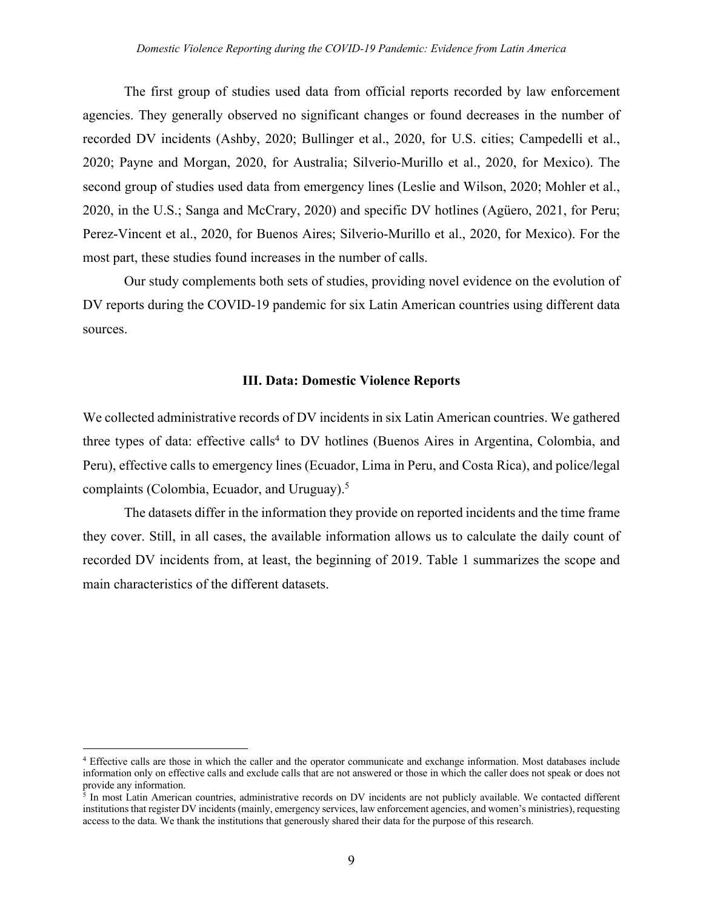The first group of studies used data from official reports recorded by law enforcement agencies. They generally observed no significant changes or found decreases in the number of recorded DV incidents (Ashby, 2020; Bullinger et al., 2020, for U.S. cities; Campedelli et al., 2020; Payne and Morgan, 2020, for Australia; Silverio-Murillo et al., 2020, for Mexico). The second group of studies used data from emergency lines (Leslie and Wilson, 2020; Mohler et al., 2020, in the U.S.; Sanga and McCrary, 2020) and specific DV hotlines (Agüero, 2021, for Peru; Perez-Vincent et al., 2020, for Buenos Aires; Silverio-Murillo et al., 2020, for Mexico). For the most part, these studies found increases in the number of calls.

Our study complements both sets of studies, providing novel evidence on the evolution of DV reports during the COVID-19 pandemic for six Latin American countries using different data sources.

## III. Data: Domestic Violence Reports

We collected administrative records of DV incidents in six Latin American countries. We gathered three types of data: effective calls[4] to DV hotlines (Buenos Aires in Argentina, Colombia, and Peru), effective calls to emergency lines (Ecuador, Lima in Peru, and Costa Rica), and police/legal complaints (Colombia, Ecuador, and Uruguay).[5]

The datasets differ in the information they provide on reported incidents and the time frame they cover. Still, in all cases, the available information allows us to calculate the daily count of recorded DV incidents from, at least, the beginning of 2019. Table 1 summarizes the scope and main characteristics of the different datasets.

---

[4] Effective calls are those in which the caller and the operator communicate and exchange information. Most databases include information only on effective calls and exclude calls that are not answered or those in which the caller does not speak or does not provide any information.

[5] In most Latin American countries, administrative records on DV incidents are not publicly available. We contacted different institutions that register DV incidents (mainly, emergency services, law enforcement agencies, and women's ministries), requesting access to the data. We thank the institutions that generously shared their data for the purpose of this research.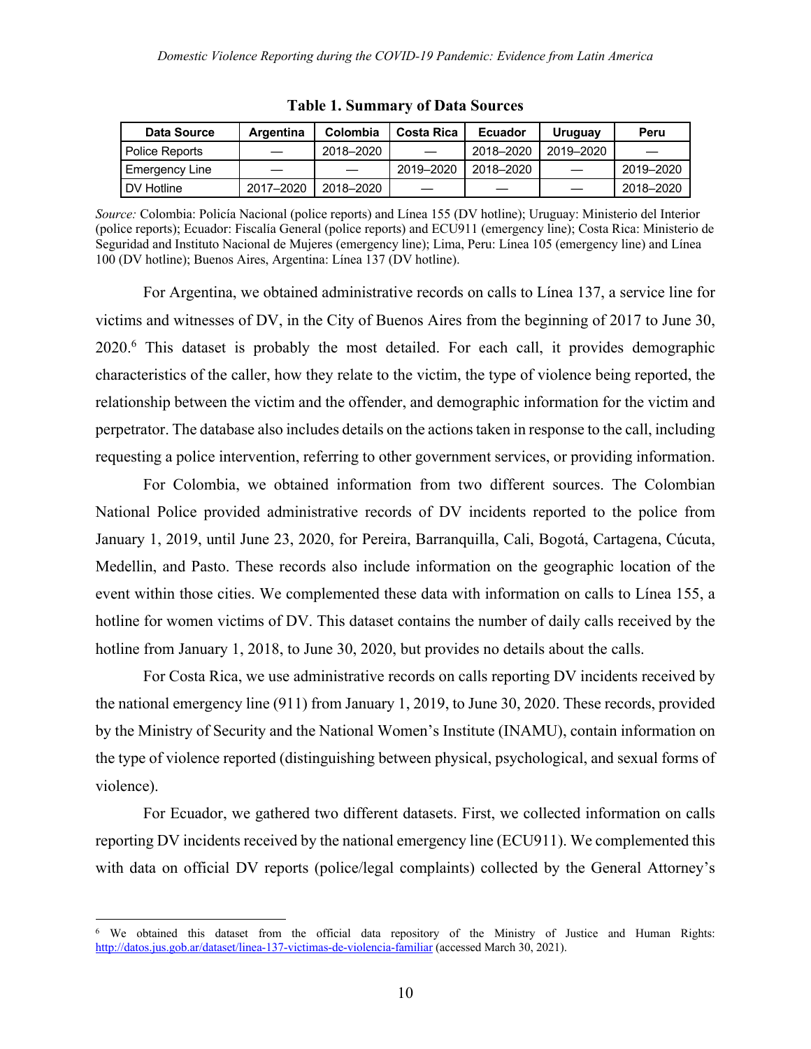**Table 1. Summary of Data Sources**

| Data Source | Argentina | Colombia | Costa Rica | Ecuador | Uruguay | Peru |
|---|---|---|---|---|---|---|
| Police Reports | — | 2018–2020 | — | 2018–2020 | 2019–2020 | — |
| Emergency Line | — | — | 2019–2020 | 2018–2020 | — | 2019–2020 |
| DV Hotline | 2017–2020 | 2018–2020 | — | — | — | 2018–2020 |

*Source:* Colombia: Policía Nacional (police reports) and Línea 155 (DV hotline); Uruguay: Ministerio del Interior (police reports); Ecuador: Fiscalía General (police reports) and ECU911 (emergency line); Costa Rica: Ministerio de Seguridad and Instituto Nacional de Mujeres (emergency line); Lima, Peru: Línea 105 (emergency line) and Línea 100 (DV hotline); Buenos Aires, Argentina: Línea 137 (DV hotline).

For Argentina, we obtained administrative records on calls to Línea 137, a service line for victims and witnesses of DV, in the City of Buenos Aires from the beginning of 2017 to June 30, 2020.[6] This dataset is probably the most detailed. For each call, it provides demographic characteristics of the caller, how they relate to the victim, the type of violence being reported, the relationship between the victim and the offender, and demographic information for the victim and perpetrator. The database also includes details on the actions taken in response to the call, including requesting a police intervention, referring to other government services, or providing information.

For Colombia, we obtained information from two different sources. The Colombian National Police provided administrative records of DV incidents reported to the police from January 1, 2019, until June 23, 2020, for Pereira, Barranquilla, Cali, Bogotá, Cartagena, Cúcuta, Medellin, and Pasto. These records also include information on the geographic location of the event within those cities. We complemented these data with information on calls to Línea 155, a hotline for women victims of DV. This dataset contains the number of daily calls received by the hotline from January 1, 2018, to June 30, 2020, but provides no details about the calls.

For Costa Rica, we use administrative records on calls reporting DV incidents received by the national emergency line (911) from January 1, 2019, to June 30, 2020. These records, provided by the Ministry of Security and the National Women's Institute (INAMU), contain information on the type of violence reported (distinguishing between physical, psychological, and sexual forms of violence).

For Ecuador, we gathered two different datasets. First, we collected information on calls reporting DV incidents received by the national emergency line (ECU911). We complemented this with data on official DV reports (police/legal complaints) collected by the General Attorney's

[6] We obtained this dataset from the official data repository of the Ministry of Justice and Human Rights: http://datos.jus.gob.ar/dataset/linea-137-victimas-de-violencia-familiar (accessed March 30, 2021).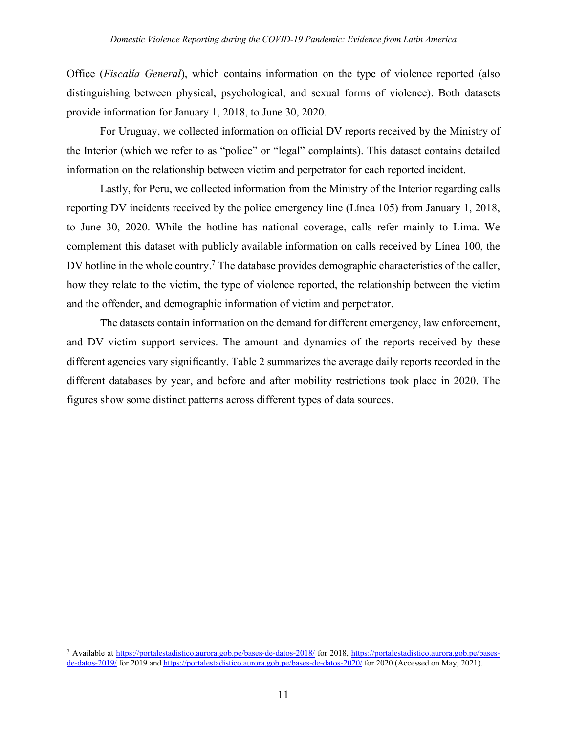Office (*Fiscalía General*), which contains information on the type of violence reported (also distinguishing between physical, psychological, and sexual forms of violence). Both datasets provide information for January 1, 2018, to June 30, 2020.

For Uruguay, we collected information on official DV reports received by the Ministry of the Interior (which we refer to as "police" or "legal" complaints). This dataset contains detailed information on the relationship between victim and perpetrator for each reported incident.

Lastly, for Peru, we collected information from the Ministry of the Interior regarding calls reporting DV incidents received by the police emergency line (Línea 105) from January 1, 2018, to June 30, 2020. While the hotline has national coverage, calls refer mainly to Lima. We complement this dataset with publicly available information on calls received by Línea 100, the DV hotline in the whole country.[7] The database provides demographic characteristics of the caller, how they relate to the victim, the type of violence reported, the relationship between the victim and the offender, and demographic information of victim and perpetrator.

The datasets contain information on the demand for different emergency, law enforcement, and DV victim support services. The amount and dynamics of the reports received by these different agencies vary significantly. Table 2 summarizes the average daily reports recorded in the different databases by year, and before and after mobility restrictions took place in 2020. The figures show some distinct patterns across different types of data sources.

---

[7] Available at https://portalestadistico.aurora.gob.pe/bases-de-datos-2018/ for 2018, https://portalestadistico.aurora.gob.pe/bases-de-datos-2019/ for 2019 and https://portalestadistico.aurora.gob.pe/bases-de-datos-2020/ for 2020 (Accessed on May, 2021).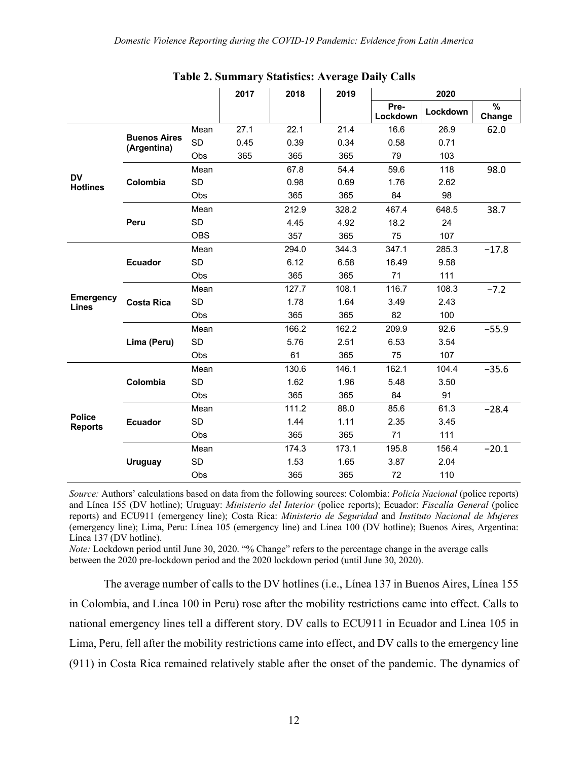**Table 2. Summary Statistics: Average Daily Calls**

| | | | 2017 | 2018 | 2019 | 2020 | | |
|---|---|---|---|---|---|---|---|---|
| | | | | | | Pre-Lockdown | Lockdown | % Change |
| **DV Hotlines** | **Buenos Aires (Argentina)** | Mean | 27.1 | 22.1 | 21.4 | 16.6 | 26.9 | 62.0 |
| | | SD | 0.45 | 0.39 | 0.34 | 0.58 | 0.71 | |
| | | Obs | 365 | 365 | 365 | 79 | 103 | |
| | **Colombia** | Mean | | 67.8 | 54.4 | 59.6 | 118 | 98.0 |
| | | SD | | 0.98 | 0.69 | 1.76 | 2.62 | |
| | | Obs | | 365 | 365 | 84 | 98 | |
| | **Peru** | Mean | | 212.9 | 328.2 | 467.4 | 648.5 | 38.7 |
| | | SD | | 4.45 | 4.92 | 18.2 | 24 | |
| | | OBS | | 357 | 365 | 75 | 107 | |
| **Emergency Lines** | **Ecuador** | Mean | | 294.0 | 344.3 | 347.1 | 285.3 | −17.8 |
| | | SD | | 6.12 | 6.58 | 16.49 | 9.58 | |
| | | Obs | | 365 | 365 | 71 | 111 | |
| | **Costa Rica** | Mean | | 127.7 | 108.1 | 116.7 | 108.3 | −7.2 |
| | | SD | | 1.78 | 1.64 | 3.49 | 2.43 | |
| | | Obs | | 365 | 365 | 82 | 100 | |
| | **Lima (Peru)** | Mean | | 166.2 | 162.2 | 209.9 | 92.6 | −55.9 |
| | | SD | | 5.76 | 2.51 | 6.53 | 3.54 | |
| | | Obs | | 61 | 365 | 75 | 107 | |
| **Police Reports** | **Colombia** | Mean | | 130.6 | 146.1 | 162.1 | 104.4 | −35.6 |
| | | SD | | 1.62 | 1.96 | 5.48 | 3.50 | |
| | | Obs | | 365 | 365 | 84 | 91 | |
| | **Ecuador** | Mean | | 111.2 | 88.0 | 85.6 | 61.3 | −28.4 |
| | | SD | | 1.44 | 1.11 | 2.35 | 3.45 | |
| | | Obs | | 365 | 365 | 71 | 111 | |
| | **Uruguay** | Mean | | 174.3 | 173.1 | 195.8 | 156.4 | −20.1 |
| | | SD | | 1.53 | 1.65 | 3.87 | 2.04 | |
| | | Obs | | 365 | 365 | 72 | 110 | |

*Source:* Authors' calculations based on data from the following sources: Colombia: *Policía Nacional* (police reports) and Línea 155 (DV hotline); Uruguay: *Ministerio del Interior* (police reports); Ecuador: *Fiscalía General* (police reports) and ECU911 (emergency line); Costa Rica: *Ministerio de Seguridad* and *Instituto Nacional de Mujeres* (emergency line); Lima, Peru: Línea 105 (emergency line) and Línea 100 (DV hotline); Buenos Aires, Argentina: Línea 137 (DV hotline).

*Note:* Lockdown period until June 30, 2020. "% Change" refers to the percentage change in the average calls between the 2020 pre-lockdown period and the 2020 lockdown period (until June 30, 2020).

The average number of calls to the DV hotlines (i.e., Línea 137 in Buenos Aires, Línea 155 in Colombia, and Línea 100 in Peru) rose after the mobility restrictions came into effect. Calls to national emergency lines tell a different story. DV calls to ECU911 in Ecuador and Línea 105 in Lima, Peru, fell after the mobility restrictions came into effect, and DV calls to the emergency line (911) in Costa Rica remained relatively stable after the onset of the pandemic. The dynamics of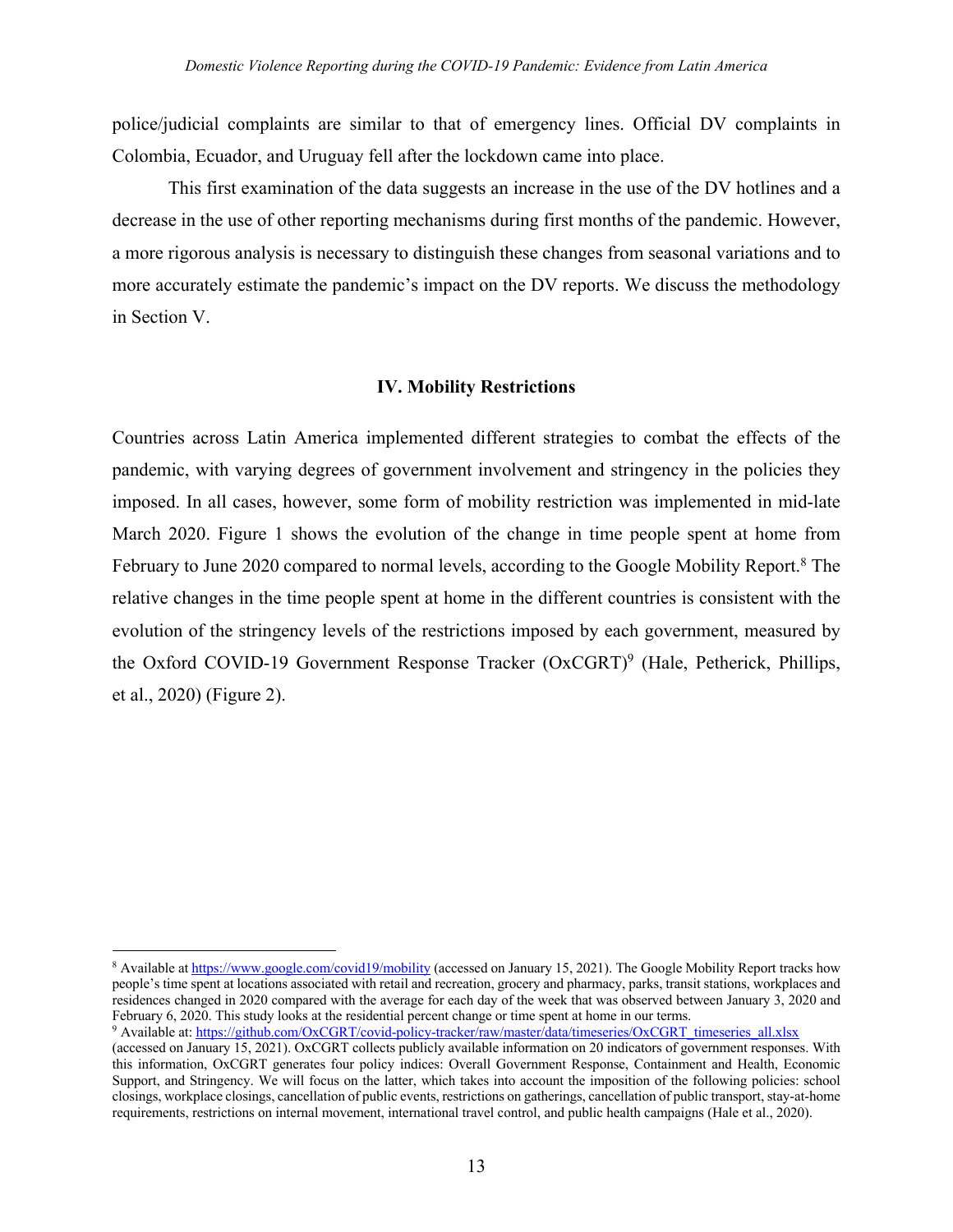police/judicial complaints are similar to that of emergency lines. Official DV complaints in Colombia, Ecuador, and Uruguay fell after the lockdown came into place.

This first examination of the data suggests an increase in the use of the DV hotlines and a decrease in the use of other reporting mechanisms during first months of the pandemic. However, a more rigorous analysis is necessary to distinguish these changes from seasonal variations and to more accurately estimate the pandemic's impact on the DV reports. We discuss the methodology in Section V.

## IV. Mobility Restrictions

Countries across Latin America implemented different strategies to combat the effects of the pandemic, with varying degrees of government involvement and stringency in the policies they imposed. In all cases, however, some form of mobility restriction was implemented in mid-late March 2020. Figure 1 shows the evolution of the change in time people spent at home from February to June 2020 compared to normal levels, according to the Google Mobility Report.[8] The relative changes in the time people spent at home in the different countries is consistent with the evolution of the stringency levels of the restrictions imposed by each government, measured by the Oxford COVID-19 Government Response Tracker (OxCGRT)[9] (Hale, Petherick, Phillips, et al., 2020) (Figure 2).

---

[8] Available at https://www.google.com/covid19/mobility (accessed on January 15, 2021). The Google Mobility Report tracks how people's time spent at locations associated with retail and recreation, grocery and pharmacy, parks, transit stations, workplaces and residences changed in 2020 compared with the average for each day of the week that was observed between January 3, 2020 and February 6, 2020. This study looks at the residential percent change or time spent at home in our terms.

[9] Available at: https://github.com/OxCGRT/covid-policy-tracker/raw/master/data/timeseries/OxCGRT_timeseries_all.xlsx (accessed on January 15, 2021). OxCGRT collects publicly available information on 20 indicators of government responses. With this information, OxCGRT generates four policy indices: Overall Government Response, Containment and Health, Economic Support, and Stringency. We will focus on the latter, which takes into account the imposition of the following policies: school closings, workplace closings, cancellation of public events, restrictions on gatherings, cancellation of public transport, stay-at-home requirements, restrictions on internal movement, international travel control, and public health campaigns (Hale et al., 2020).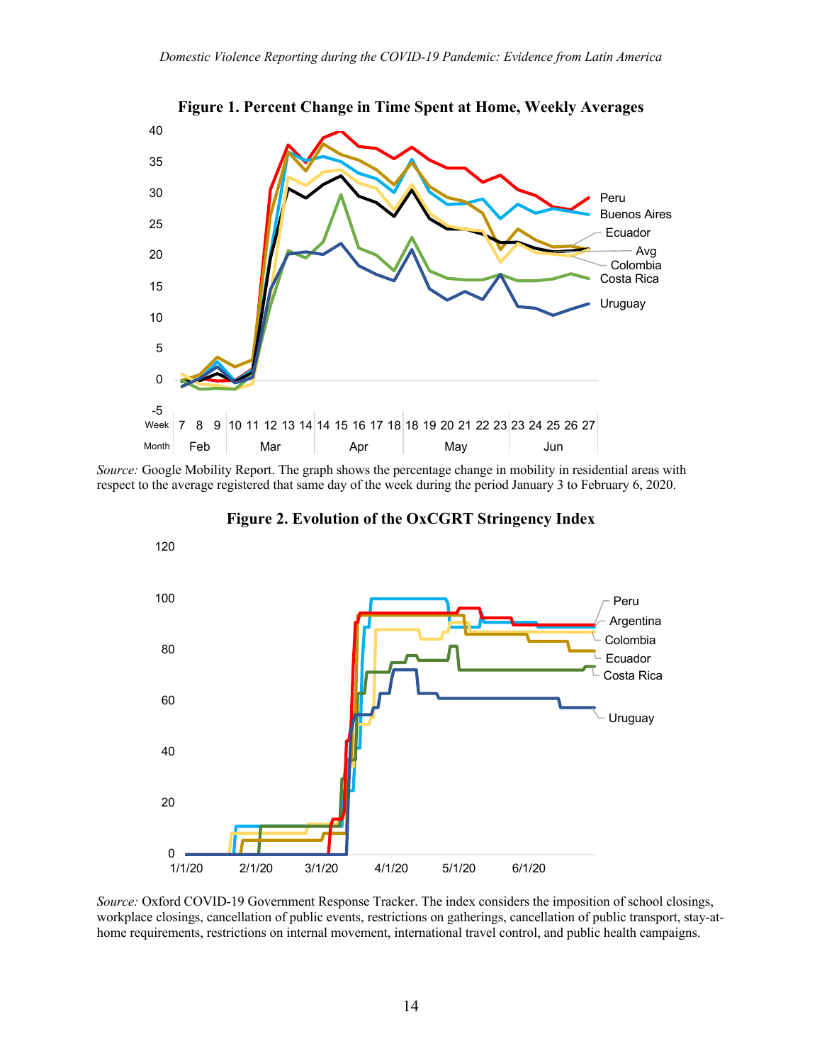**Figure 1. Percent Change in Time Spent at Home, Weekly Averages**

*Source:* Google Mobility Report. The graph shows the percentage change in mobility in residential areas with respect to the average registered that same day of the week during the period January 3 to February 6, 2020.

**Figure 2. Evolution of the OxCGRT Stringency Index**

*Source:* Oxford COVID-19 Government Response Tracker. The index considers the imposition of school closings, workplace closings, cancellation of public events, restrictions on gatherings, cancellation of public transport, stay-at-home requirements, restrictions on internal movement, international travel control, and public health campaigns.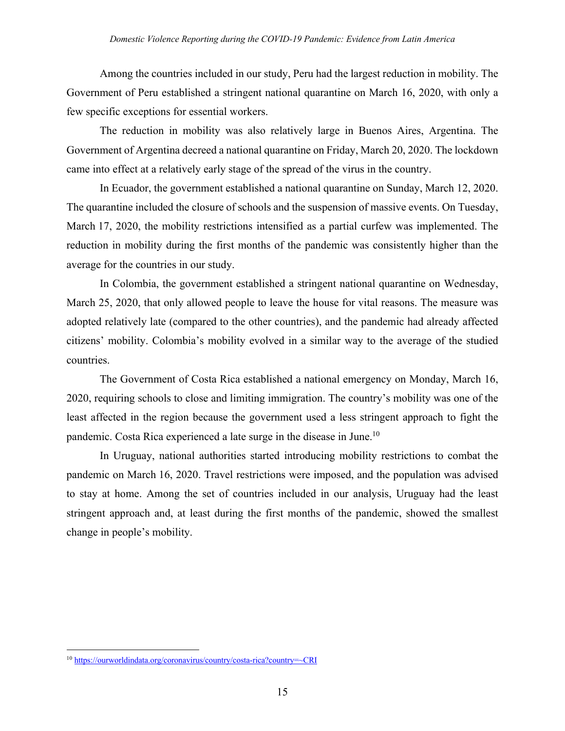Among the countries included in our study, Peru had the largest reduction in mobility. The Government of Peru established a stringent national quarantine on March 16, 2020, with only a few specific exceptions for essential workers.

The reduction in mobility was also relatively large in Buenos Aires, Argentina. The Government of Argentina decreed a national quarantine on Friday, March 20, 2020. The lockdown came into effect at a relatively early stage of the spread of the virus in the country.

In Ecuador, the government established a national quarantine on Sunday, March 12, 2020. The quarantine included the closure of schools and the suspension of massive events. On Tuesday, March 17, 2020, the mobility restrictions intensified as a partial curfew was implemented. The reduction in mobility during the first months of the pandemic was consistently higher than the average for the countries in our study.

In Colombia, the government established a stringent national quarantine on Wednesday, March 25, 2020, that only allowed people to leave the house for vital reasons. The measure was adopted relatively late (compared to the other countries), and the pandemic had already affected citizens' mobility. Colombia's mobility evolved in a similar way to the average of the studied countries.

The Government of Costa Rica established a national emergency on Monday, March 16, 2020, requiring schools to close and limiting immigration. The country's mobility was one of the least affected in the region because the government used a less stringent approach to fight the pandemic. Costa Rica experienced a late surge in the disease in June.[10]

In Uruguay, national authorities started introducing mobility restrictions to combat the pandemic on March 16, 2020. Travel restrictions were imposed, and the population was advised to stay at home. Among the set of countries included in our analysis, Uruguay had the least stringent approach and, at least during the first months of the pandemic, showed the smallest change in people's mobility.

---

[10] https://ourworldindata.org/coronavirus/country/costa-rica?country=~CRI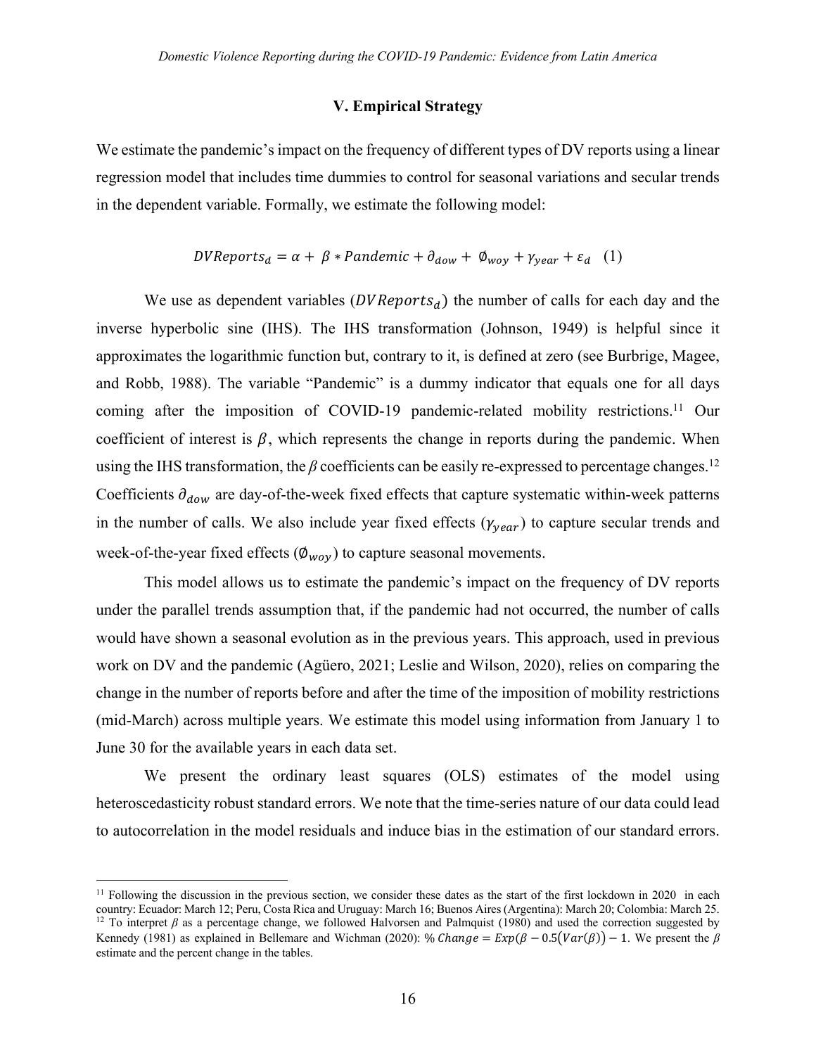## V. Empirical Strategy

We estimate the pandemic's impact on the frequency of different types of DV reports using a linear regression model that includes time dummies to control for seasonal variations and secular trends in the dependent variable. Formally, we estimate the following model:

$$DVReports_d = \alpha + \beta * Pandemic + \partial_{dow} + \emptyset_{woy} + \gamma_{year} + \varepsilon_d \quad (1)$$

We use as dependent variables ($DVReports_d$) the number of calls for each day and the inverse hyperbolic sine (IHS). The IHS transformation (Johnson, 1949) is helpful since it approximates the logarithmic function but, contrary to it, is defined at zero (see Burbrige, Magee, and Robb, 1988). The variable "Pandemic" is a dummy indicator that equals one for all days coming after the imposition of COVID-19 pandemic-related mobility restrictions.[11] Our coefficient of interest is $\beta$, which represents the change in reports during the pandemic. When using the IHS transformation, the $\beta$ coefficients can be easily re-expressed to percentage changes.[12] Coefficients $\partial_{dow}$ are day-of-the-week fixed effects that capture systematic within-week patterns in the number of calls. We also include year fixed effects ($\gamma_{year}$) to capture secular trends and week-of-the-year fixed effects ($\emptyset_{woy}$) to capture seasonal movements.

This model allows us to estimate the pandemic's impact on the frequency of DV reports under the parallel trends assumption that, if the pandemic had not occurred, the number of calls would have shown a seasonal evolution as in the previous years. This approach, used in previous work on DV and the pandemic (Agüero, 2021; Leslie and Wilson, 2020), relies on comparing the change in the number of reports before and after the time of the imposition of mobility restrictions (mid-March) across multiple years. We estimate this model using information from January 1 to June 30 for the available years in each data set.

We present the ordinary least squares (OLS) estimates of the model using heteroscedasticity robust standard errors. We note that the time-series nature of our data could lead to autocorrelation in the model residuals and induce bias in the estimation of our standard errors.

---

[11] Following the discussion in the previous section, we consider these dates as the start of the first lockdown in 2020 in each country: Ecuador: March 12; Peru, Costa Rica and Uruguay: March 16; Buenos Aires (Argentina): March 20; Colombia: March 25.

[12] To interpret $\beta$ as a percentage change, we followed Halvorsen and Palmquist (1980) and used the correction suggested by Kennedy (1981) as explained in Bellemare and Wichman (2020): $\%\,Change = Exp(\beta - 0.5(Var(\beta)) - 1$. We present the $\beta$ estimate and the percent change in the tables.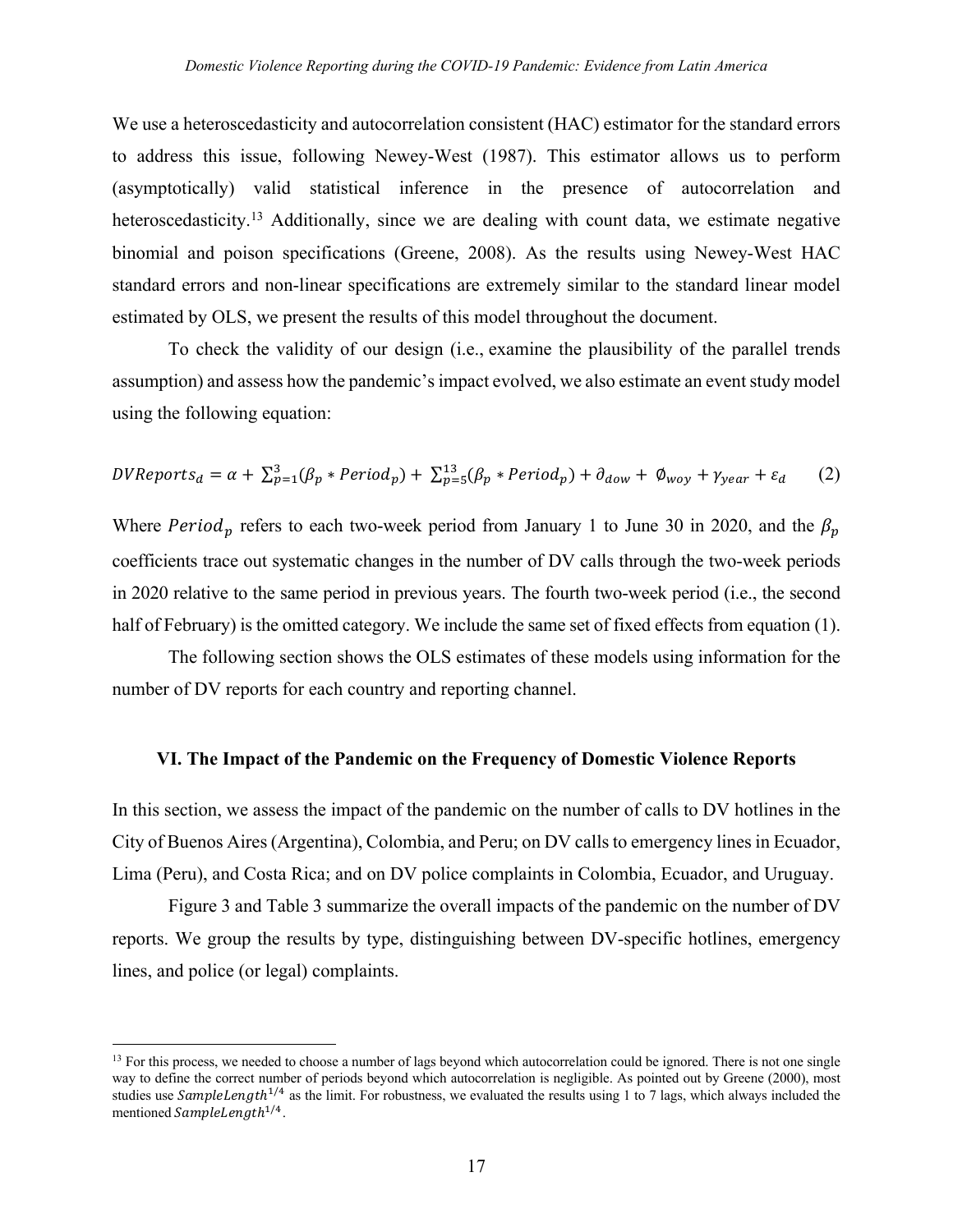We use a heteroscedasticity and autocorrelation consistent (HAC) estimator for the standard errors to address this issue, following Newey-West (1987). This estimator allows us to perform (asymptotically) valid statistical inference in the presence of autocorrelation and heteroscedasticity.[13] Additionally, since we are dealing with count data, we estimate negative binomial and poison specifications (Greene, 2008). As the results using Newey-West HAC standard errors and non-linear specifications are extremely similar to the standard linear model estimated by OLS, we present the results of this model throughout the document.

To check the validity of our design (i.e., examine the plausibility of the parallel trends assumption) and assess how the pandemic's impact evolved, we also estimate an event study model using the following equation:

$$DVReports_d = \alpha + \sum_{p=1}^{3}(\beta_p * Period_p) + \sum_{p=5}^{13}(\beta_p * Period_p) + \partial_{dow} + \emptyset_{woy} + \gamma_{year} + \varepsilon_d \qquad (2)$$

Where $Period_p$ refers to each two-week period from January 1 to June 30 in 2020, and the $\beta_p$ coefficients trace out systematic changes in the number of DV calls through the two-week periods in 2020 relative to the same period in previous years. The fourth two-week period (i.e., the second half of February) is the omitted category. We include the same set of fixed effects from equation (1).

The following section shows the OLS estimates of these models using information for the number of DV reports for each country and reporting channel.

## VI. The Impact of the Pandemic on the Frequency of Domestic Violence Reports

In this section, we assess the impact of the pandemic on the number of calls to DV hotlines in the City of Buenos Aires (Argentina), Colombia, and Peru; on DV calls to emergency lines in Ecuador, Lima (Peru), and Costa Rica; and on DV police complaints in Colombia, Ecuador, and Uruguay.

Figure 3 and Table 3 summarize the overall impacts of the pandemic on the number of DV reports. We group the results by type, distinguishing between DV-specific hotlines, emergency lines, and police (or legal) complaints.

---

[13] For this process, we needed to choose a number of lags beyond which autocorrelation could be ignored. There is not one single way to define the correct number of periods beyond which autocorrelation is negligible. As pointed out by Greene (2000), most studies use $SampleLength^{1/4}$ as the limit. For robustness, we evaluated the results using 1 to 7 lags, which always included the mentioned $SampleLength^{1/4}$.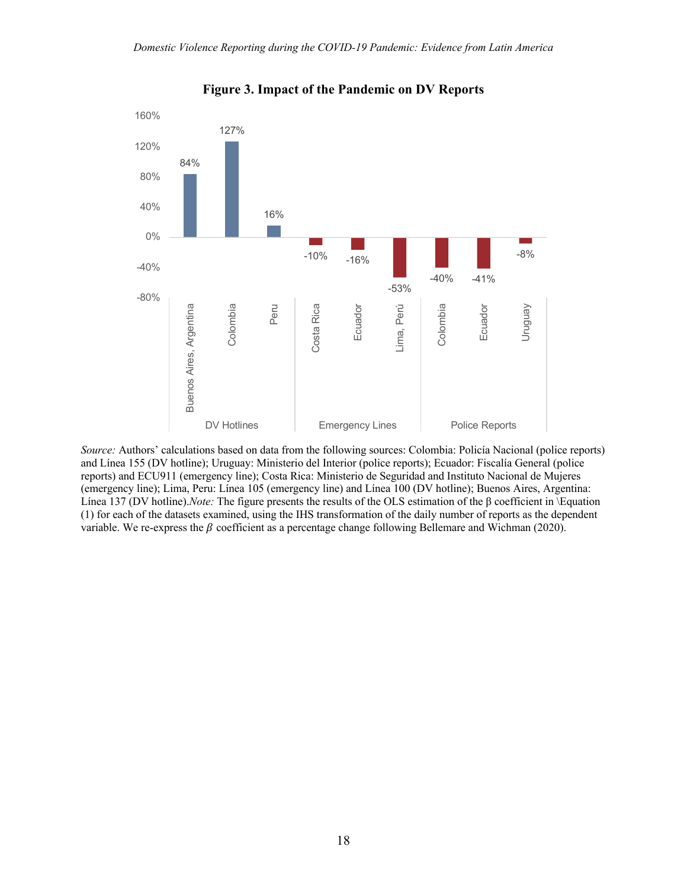**Figure 3. Impact of the Pandemic on DV Reports**

| Category | Location | Impact |
|---|---|---|
| DV Hotlines | Buenos Aires, Argentina | 84% |
| DV Hotlines | Colombia | 127% |
| DV Hotlines | Peru | 16% |
| Emergency Lines | Costa Rica | -10% |
| Emergency Lines | Ecuador | -16% |
| Emergency Lines | Lima, Perú | -53% |
| Police Reports | Colombia | -40% |
| Police Reports | Ecuador | -41% |
| Police Reports | Uruguay | -8% |

*Source:* Authors' calculations based on data from the following sources: Colombia: Policía Nacional (police reports) and Línea 155 (DV hotline); Uruguay: Ministerio del Interior (police reports); Ecuador: Fiscalía General (police reports) and ECU911 (emergency line); Costa Rica: Ministerio de Seguridad and Instituto Nacional de Mujeres (emergency line); Lima, Peru: Línea 105 (emergency line) and Línea 100 (DV hotline); Buenos Aires, Argentina: Línea 137 (DV hotline).*Note:* The figure presents the results of the OLS estimation of the β coefficient in \Equation (1) for each of the datasets examined, using the IHS transformation of the daily number of reports as the dependent variable. We re-express the $\beta$ coefficient as a percentage change following Bellemare and Wichman (2020).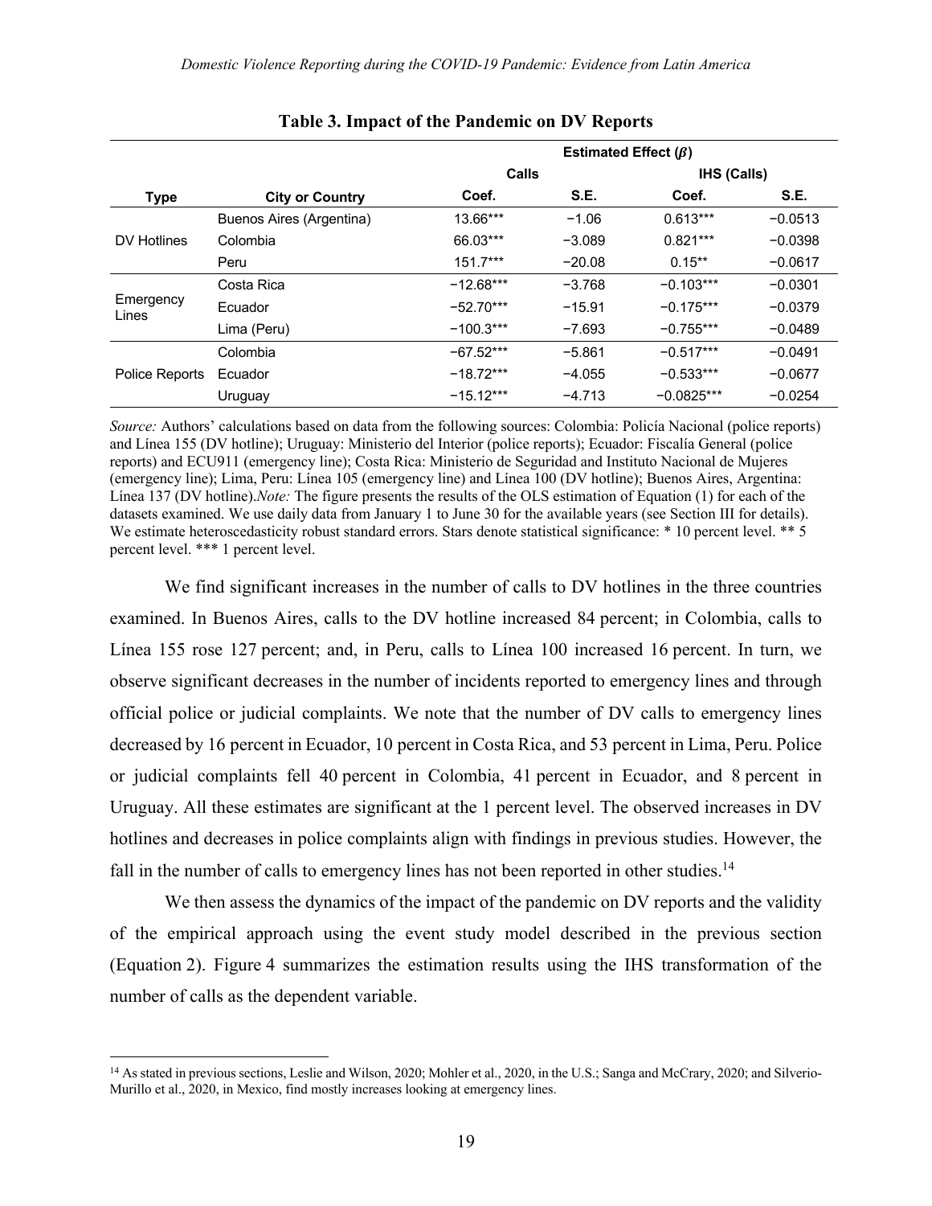**Table 3. Impact of the Pandemic on DV Reports**

| | | Estimated Effect ($\beta$) | | | |
|---|---|---|---|---|---|
| | | Calls | | IHS (Calls) | |
| Type | City or Country | Coef. | S.E. | Coef. | S.E. |
| DV Hotlines | Buenos Aires (Argentina) | 13.66*** | −1.06 | 0.613*** | −0.0513 |
| | Colombia | 66.03*** | −3.089 | 0.821*** | −0.0398 |
| | Peru | 151.7*** | −20.08 | 0.15** | −0.0617 |
| Emergency Lines | Costa Rica | −12.68*** | −3.768 | −0.103*** | −0.0301 |
| | Ecuador | −52.70*** | −15.91 | −0.175*** | −0.0379 |
| | Lima (Peru) | −100.3*** | −7.693 | −0.755*** | −0.0489 |
| Police Reports | Colombia | −67.52*** | −5.861 | −0.517*** | −0.0491 |
| | Ecuador | −18.72*** | −4.055 | −0.533*** | −0.0677 |
| | Uruguay | −15.12*** | −4.713 | −0.0825*** | −0.0254 |

*Source:* Authors' calculations based on data from the following sources: Colombia: Policía Nacional (police reports) and Línea 155 (DV hotline); Uruguay: Ministerio del Interior (police reports); Ecuador: Fiscalía General (police reports) and ECU911 (emergency line); Costa Rica: Ministerio de Seguridad and Instituto Nacional de Mujeres (emergency line); Lima, Peru: Línea 105 (emergency line) and Línea 100 (DV hotline); Buenos Aires, Argentina: Línea 137 (DV hotline). *Note:* The figure presents the results of the OLS estimation of Equation (1) for each of the datasets examined. We use daily data from January 1 to June 30 for the available years (see Section III for details). We estimate heteroscedasticity robust standard errors. Stars denote statistical significance: * 10 percent level. ** 5 percent level. *** 1 percent level.

We find significant increases in the number of calls to DV hotlines in the three countries examined. In Buenos Aires, calls to the DV hotline increased 84 percent; in Colombia, calls to Línea 155 rose 127 percent; and, in Peru, calls to Línea 100 increased 16 percent. In turn, we observe significant decreases in the number of incidents reported to emergency lines and through official police or judicial complaints. We note that the number of DV calls to emergency lines decreased by 16 percent in Ecuador, 10 percent in Costa Rica, and 53 percent in Lima, Peru. Police or judicial complaints fell 40 percent in Colombia, 41 percent in Ecuador, and 8 percent in Uruguay. All these estimates are significant at the 1 percent level. The observed increases in DV hotlines and decreases in police complaints align with findings in previous studies. However, the fall in the number of calls to emergency lines has not been reported in other studies.[14]

We then assess the dynamics of the impact of the pandemic on DV reports and the validity of the empirical approach using the event study model described in the previous section (Equation 2). Figure 4 summarizes the estimation results using the IHS transformation of the number of calls as the dependent variable.

[14] As stated in previous sections, Leslie and Wilson, 2020; Mohler et al., 2020, in the U.S.; Sanga and McCrary, 2020; and Silverio-Murillo et al., 2020, in Mexico, find mostly increases looking at emergency lines.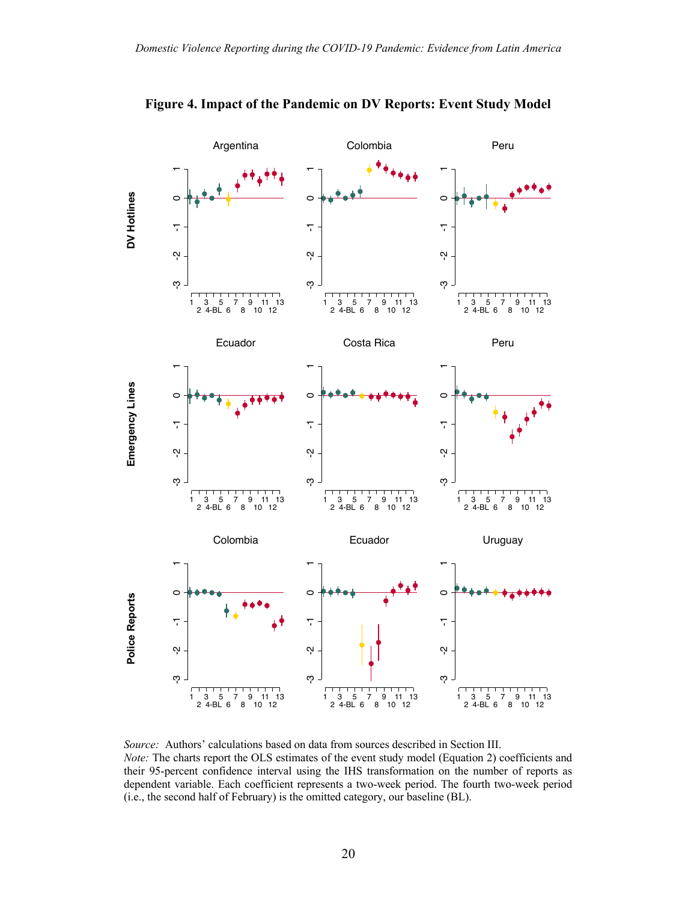**Figure 4. Impact of the Pandemic on DV Reports: Event Study Model**

*Source:* Authors' calculations based on data from sources described in Section III.
*Note:* The charts report the OLS estimates of the event study model (Equation 2) coefficients and their 95-percent confidence interval using the IHS transformation on the number of reports as dependent variable. Each coefficient represents a two-week period. The fourth two-week period (i.e., the second half of February) is the omitted category, our baseline (BL).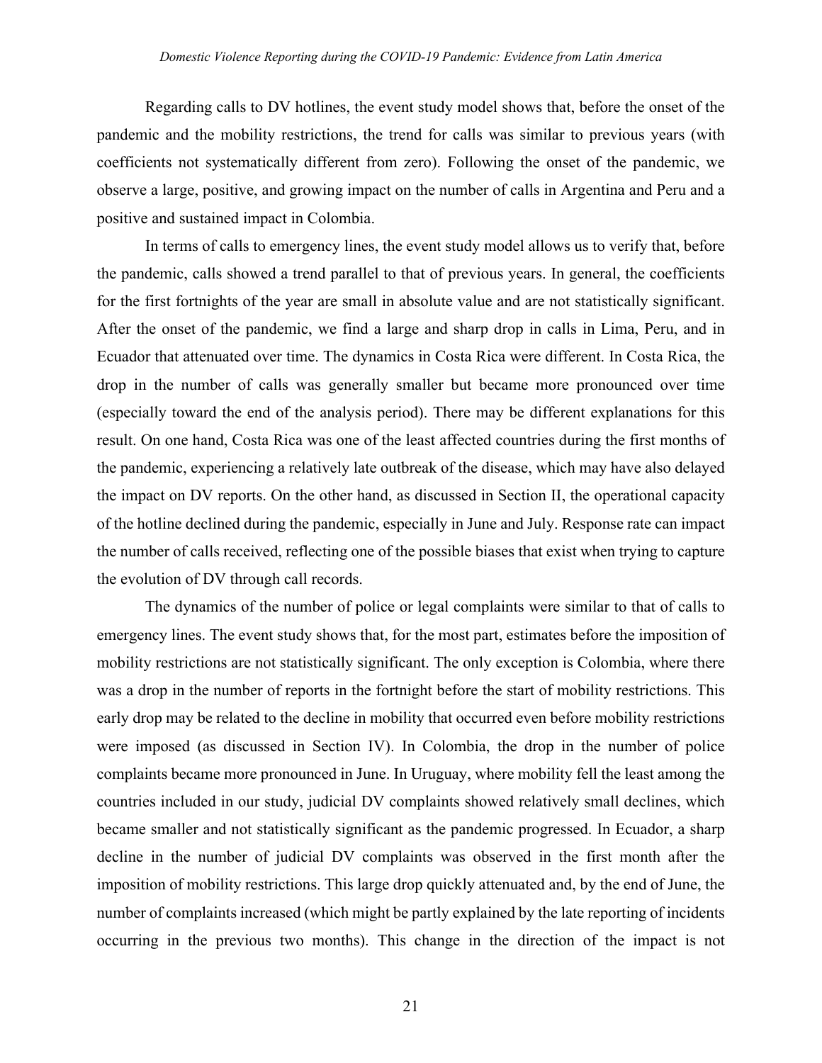Regarding calls to DV hotlines, the event study model shows that, before the onset of the pandemic and the mobility restrictions, the trend for calls was similar to previous years (with coefficients not systematically different from zero). Following the onset of the pandemic, we observe a large, positive, and growing impact on the number of calls in Argentina and Peru and a positive and sustained impact in Colombia.

In terms of calls to emergency lines, the event study model allows us to verify that, before the pandemic, calls showed a trend parallel to that of previous years. In general, the coefficients for the first fortnights of the year are small in absolute value and are not statistically significant. After the onset of the pandemic, we find a large and sharp drop in calls in Lima, Peru, and in Ecuador that attenuated over time. The dynamics in Costa Rica were different. In Costa Rica, the drop in the number of calls was generally smaller but became more pronounced over time (especially toward the end of the analysis period). There may be different explanations for this result. On one hand, Costa Rica was one of the least affected countries during the first months of the pandemic, experiencing a relatively late outbreak of the disease, which may have also delayed the impact on DV reports. On the other hand, as discussed in Section II, the operational capacity of the hotline declined during the pandemic, especially in June and July. Response rate can impact the number of calls received, reflecting one of the possible biases that exist when trying to capture the evolution of DV through call records.

The dynamics of the number of police or legal complaints were similar to that of calls to emergency lines. The event study shows that, for the most part, estimates before the imposition of mobility restrictions are not statistically significant. The only exception is Colombia, where there was a drop in the number of reports in the fortnight before the start of mobility restrictions. This early drop may be related to the decline in mobility that occurred even before mobility restrictions were imposed (as discussed in Section IV). In Colombia, the drop in the number of police complaints became more pronounced in June. In Uruguay, where mobility fell the least among the countries included in our study, judicial DV complaints showed relatively small declines, which became smaller and not statistically significant as the pandemic progressed. In Ecuador, a sharp decline in the number of judicial DV complaints was observed in the first month after the imposition of mobility restrictions. This large drop quickly attenuated and, by the end of June, the number of complaints increased (which might be partly explained by the late reporting of incidents occurring in the previous two months). This change in the direction of the impact is not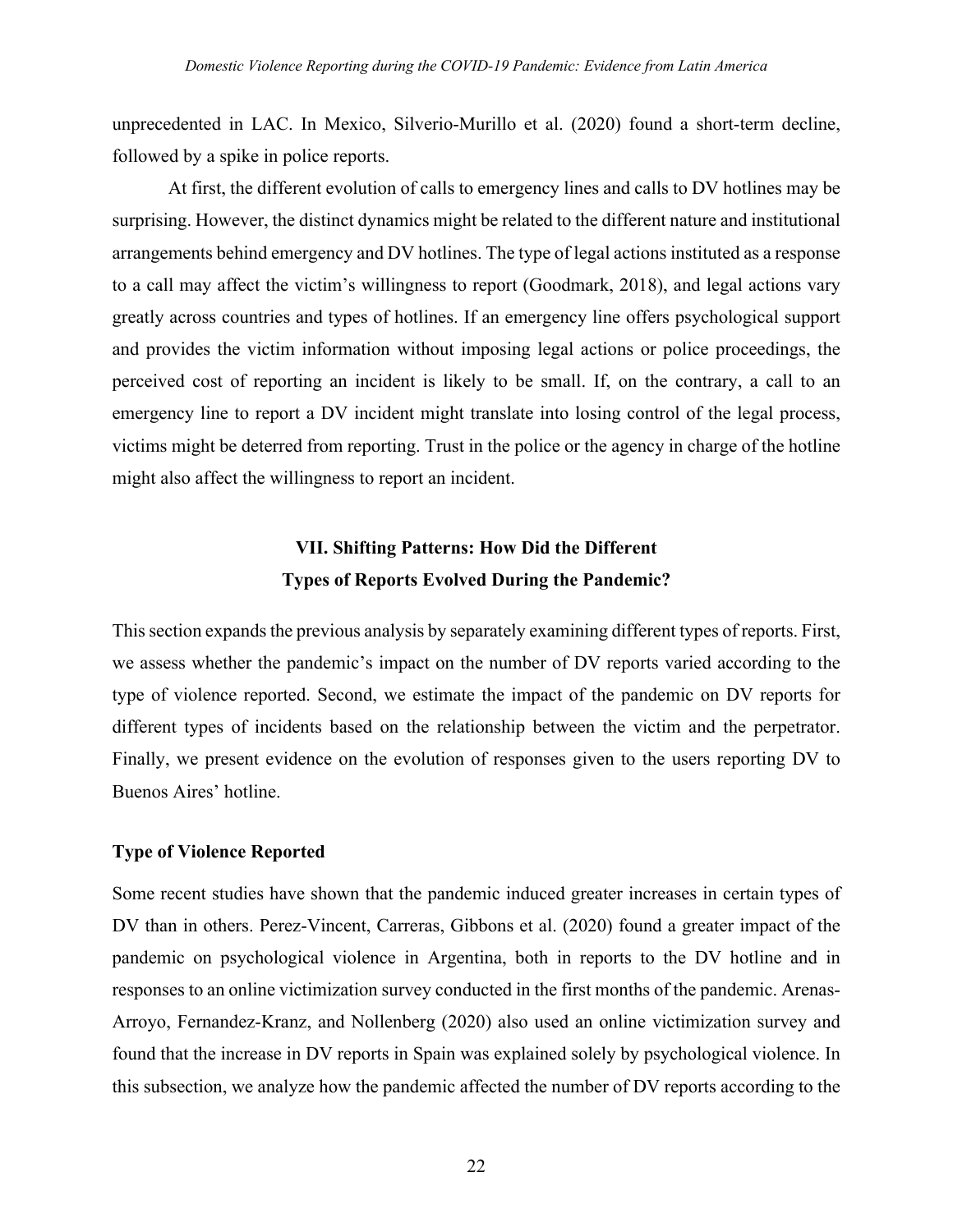unprecedented in LAC. In Mexico, Silverio-Murillo et al. (2020) found a short-term decline, followed by a spike in police reports.

At first, the different evolution of calls to emergency lines and calls to DV hotlines may be surprising. However, the distinct dynamics might be related to the different nature and institutional arrangements behind emergency and DV hotlines. The type of legal actions instituted as a response to a call may affect the victim's willingness to report (Goodmark, 2018), and legal actions vary greatly across countries and types of hotlines. If an emergency line offers psychological support and provides the victim information without imposing legal actions or police proceedings, the perceived cost of reporting an incident is likely to be small. If, on the contrary, a call to an emergency line to report a DV incident might translate into losing control of the legal process, victims might be deterred from reporting. Trust in the police or the agency in charge of the hotline might also affect the willingness to report an incident.

## VII. Shifting Patterns: How Did the Different Types of Reports Evolved During the Pandemic?

This section expands the previous analysis by separately examining different types of reports. First, we assess whether the pandemic's impact on the number of DV reports varied according to the type of violence reported. Second, we estimate the impact of the pandemic on DV reports for different types of incidents based on the relationship between the victim and the perpetrator. Finally, we present evidence on the evolution of responses given to the users reporting DV to Buenos Aires' hotline.

### Type of Violence Reported

Some recent studies have shown that the pandemic induced greater increases in certain types of DV than in others. Perez-Vincent, Carreras, Gibbons et al. (2020) found a greater impact of the pandemic on psychological violence in Argentina, both in reports to the DV hotline and in responses to an online victimization survey conducted in the first months of the pandemic. Arenas-Arroyo, Fernandez-Kranz, and Nollenberg (2020) also used an online victimization survey and found that the increase in DV reports in Spain was explained solely by psychological violence. In this subsection, we analyze how the pandemic affected the number of DV reports according to the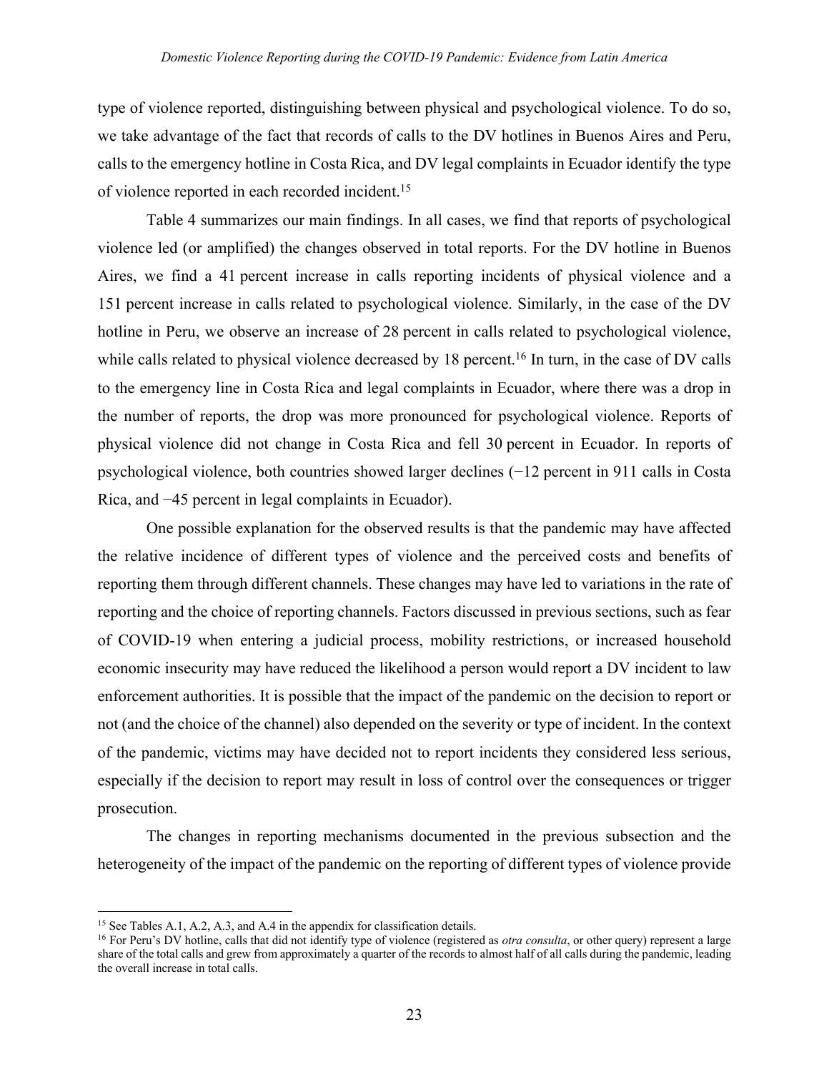type of violence reported, distinguishing between physical and psychological violence. To do so, we take advantage of the fact that records of calls to the DV hotlines in Buenos Aires and Peru, calls to the emergency hotline in Costa Rica, and DV legal complaints in Ecuador identify the type of violence reported in each recorded incident.[15]

Table 4 summarizes our main findings. In all cases, we find that reports of psychological violence led (or amplified) the changes observed in total reports. For the DV hotline in Buenos Aires, we find a 41 percent increase in calls reporting incidents of physical violence and a 151 percent increase in calls related to psychological violence. Similarly, in the case of the DV hotline in Peru, we observe an increase of 28 percent in calls related to psychological violence, while calls related to physical violence decreased by 18 percent.[16] In turn, in the case of DV calls to the emergency line in Costa Rica and legal complaints in Ecuador, where there was a drop in the number of reports, the drop was more pronounced for psychological violence. Reports of physical violence did not change in Costa Rica and fell 30 percent in Ecuador. In reports of psychological violence, both countries showed larger declines (−12 percent in 911 calls in Costa Rica, and −45 percent in legal complaints in Ecuador).

One possible explanation for the observed results is that the pandemic may have affected the relative incidence of different types of violence and the perceived costs and benefits of reporting them through different channels. These changes may have led to variations in the rate of reporting and the choice of reporting channels. Factors discussed in previous sections, such as fear of COVID-19 when entering a judicial process, mobility restrictions, or increased household economic insecurity may have reduced the likelihood a person would report a DV incident to law enforcement authorities. It is possible that the impact of the pandemic on the decision to report or not (and the choice of the channel) also depended on the severity or type of incident. In the context of the pandemic, victims may have decided not to report incidents they considered less serious, especially if the decision to report may result in loss of control over the consequences or trigger prosecution.

The changes in reporting mechanisms documented in the previous subsection and the heterogeneity of the impact of the pandemic on the reporting of different types of violence provide

---

[15] See Tables A.1, A.2, A.3, and A.4 in the appendix for classification details.

[16] For Peru's DV hotline, calls that did not identify type of violence (registered as *otra consulta*, or other query) represent a large share of the total calls and grew from approximately a quarter of the records to almost half of all calls during the pandemic, leading the overall increase in total calls.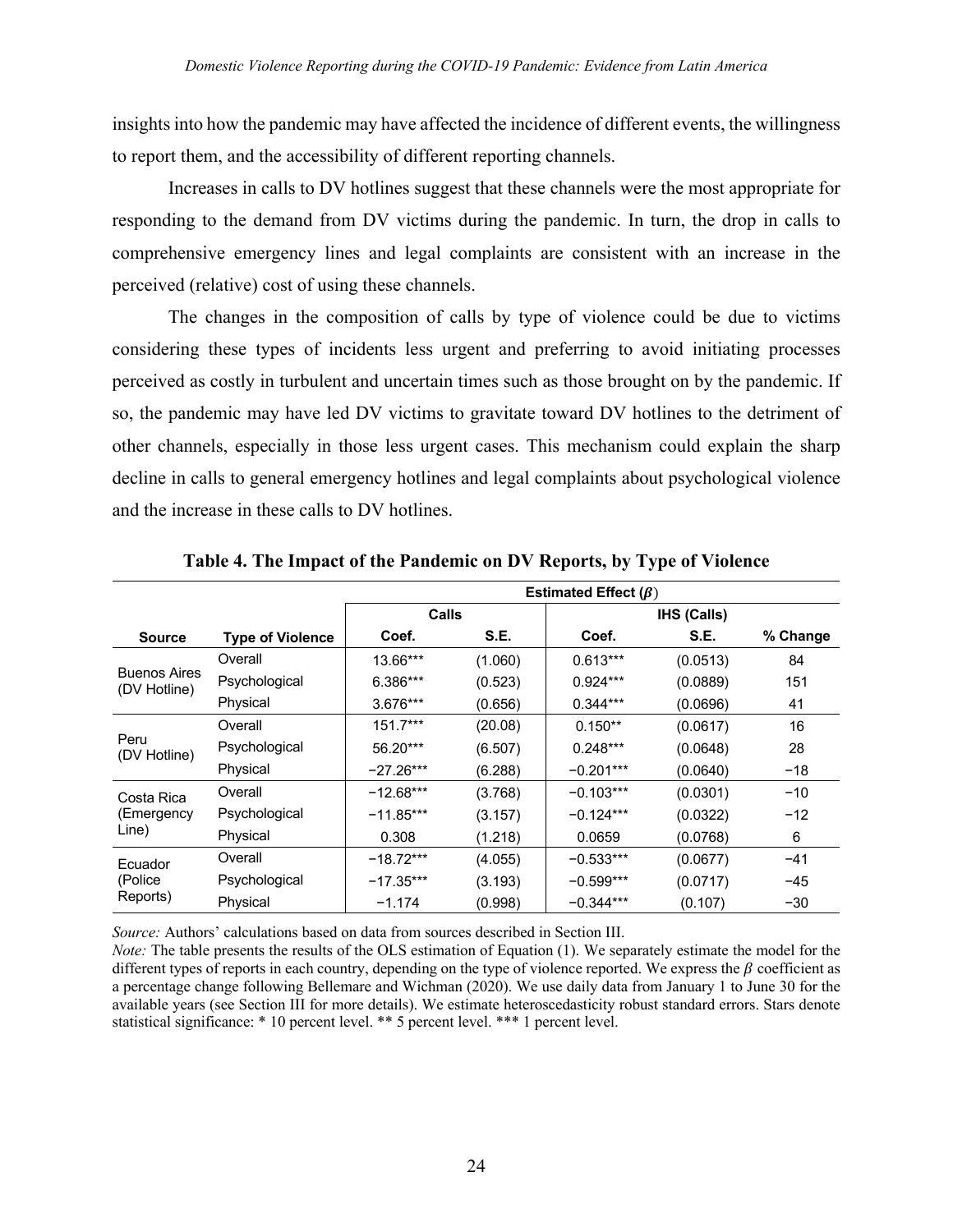insights into how the pandemic may have affected the incidence of different events, the willingness to report them, and the accessibility of different reporting channels.

Increases in calls to DV hotlines suggest that these channels were the most appropriate for responding to the demand from DV victims during the pandemic. In turn, the drop in calls to comprehensive emergency lines and legal complaints are consistent with an increase in the perceived (relative) cost of using these channels.

The changes in the composition of calls by type of violence could be due to victims considering these types of incidents less urgent and preferring to avoid initiating processes perceived as costly in turbulent and uncertain times such as those brought on by the pandemic. If so, the pandemic may have led DV victims to gravitate toward DV hotlines to the detriment of other channels, especially in those less urgent cases. This mechanism could explain the sharp decline in calls to general emergency hotlines and legal complaints about psychological violence and the increase in these calls to DV hotlines.

**Table 4. The Impact of the Pandemic on DV Reports, by Type of Violence**

| | | Estimated Effect ($\beta$) | | | | |
|---|---|---|---|---|---|---|
| | | Calls | | IHS (Calls) | | |
| **Source** | **Type of Violence** | **Coef.** | **S.E.** | **Coef.** | **S.E.** | **% Change** |
| Buenos Aires (DV Hotline) | Overall | 13.66*** | (1.060) | 0.613*** | (0.0513) | 84 |
| | Psychological | 6.386*** | (0.523) | 0.924*** | (0.0889) | 151 |
| | Physical | 3.676*** | (0.656) | 0.344*** | (0.0696) | 41 |
| Peru (DV Hotline) | Overall | 151.7*** | (20.08) | 0.150** | (0.0617) | 16 |
| | Psychological | 56.20*** | (6.507) | 0.248*** | (0.0648) | 28 |
| | Physical | −27.26*** | (6.288) | −0.201*** | (0.0640) | −18 |
| Costa Rica (Emergency Line) | Overall | −12.68*** | (3.768) | −0.103*** | (0.0301) | −10 |
| | Psychological | −11.85*** | (3.157) | −0.124*** | (0.0322) | −12 |
| | Physical | 0.308 | (1.218) | 0.0659 | (0.0768) | 6 |
| Ecuador (Police Reports) | Overall | −18.72*** | (4.055) | −0.533*** | (0.0677) | −41 |
| | Psychological | −17.35*** | (3.193) | −0.599*** | (0.0717) | −45 |
| | Physical | −1.174 | (0.998) | −0.344*** | (0.107) | −30 |

*Source:* Authors' calculations based on data from sources described in Section III.
*Note:* The table presents the results of the OLS estimation of Equation (1). We separately estimate the model for the different types of reports in each country, depending on the type of violence reported. We express the $\beta$ coefficient as a percentage change following Bellemare and Wichman (2020). We use daily data from January 1 to June 30 for the available years (see Section III for more details). We estimate heteroscedasticity robust standard errors. Stars denote statistical significance: * 10 percent level. ** 5 percent level. *** 1 percent level.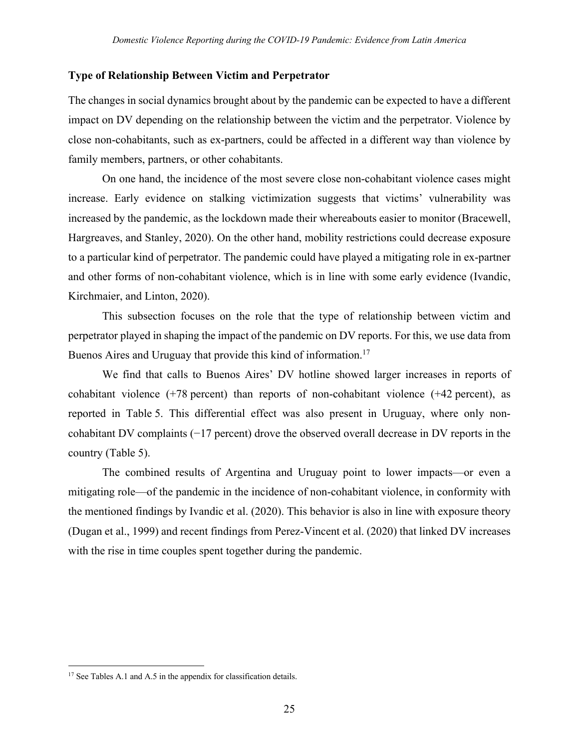### Type of Relationship Between Victim and Perpetrator

The changes in social dynamics brought about by the pandemic can be expected to have a different impact on DV depending on the relationship between the victim and the perpetrator. Violence by close non-cohabitants, such as ex-partners, could be affected in a different way than violence by family members, partners, or other cohabitants.

On one hand, the incidence of the most severe close non-cohabitant violence cases might increase. Early evidence on stalking victimization suggests that victims' vulnerability was increased by the pandemic, as the lockdown made their whereabouts easier to monitor (Bracewell, Hargreaves, and Stanley, 2020). On the other hand, mobility restrictions could decrease exposure to a particular kind of perpetrator. The pandemic could have played a mitigating role in ex-partner and other forms of non-cohabitant violence, which is in line with some early evidence (Ivandic, Kirchmaier, and Linton, 2020).

This subsection focuses on the role that the type of relationship between victim and perpetrator played in shaping the impact of the pandemic on DV reports. For this, we use data from Buenos Aires and Uruguay that provide this kind of information.[17]

We find that calls to Buenos Aires' DV hotline showed larger increases in reports of cohabitant violence (+78 percent) than reports of non-cohabitant violence (+42 percent), as reported in Table 5. This differential effect was also present in Uruguay, where only non-cohabitant DV complaints (−17 percent) drove the observed overall decrease in DV reports in the country (Table 5).

The combined results of Argentina and Uruguay point to lower impacts—or even a mitigating role—of the pandemic in the incidence of non-cohabitant violence, in conformity with the mentioned findings by Ivandic et al. (2020). This behavior is also in line with exposure theory (Dugan et al., 1999) and recent findings from Perez-Vincent et al. (2020) that linked DV increases with the rise in time couples spent together during the pandemic.

[17] See Tables A.1 and A.5 in the appendix for classification details.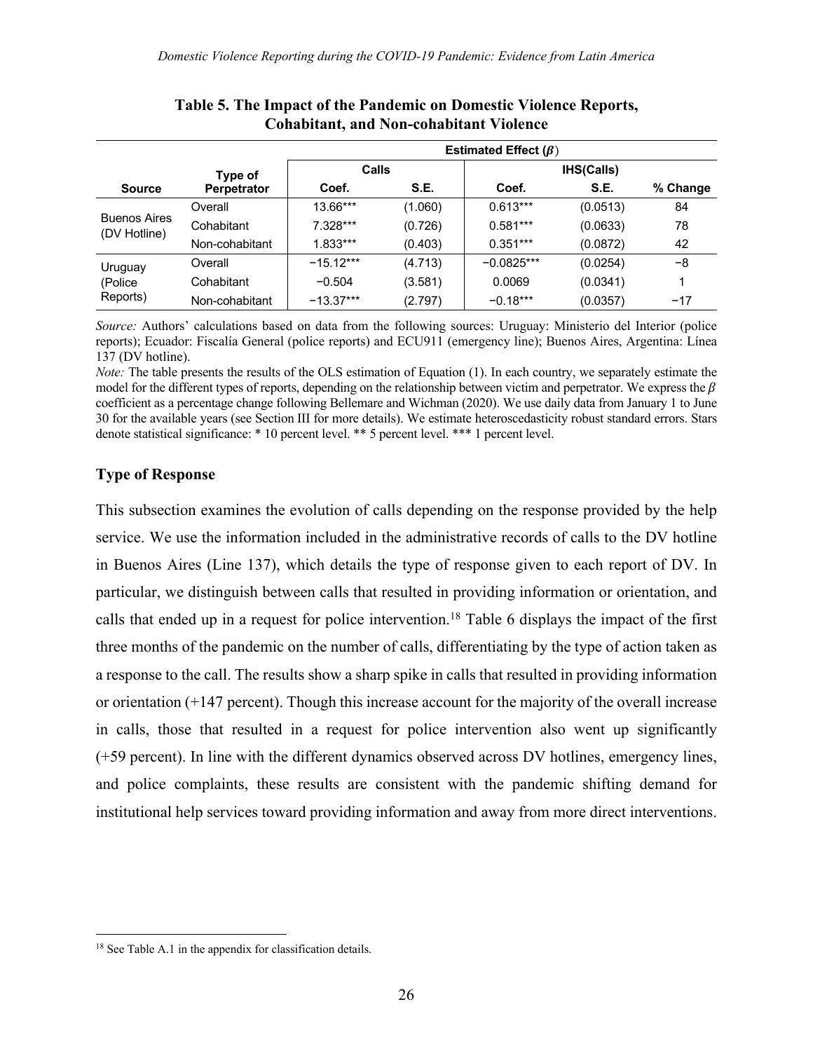**Table 5. The Impact of the Pandemic on Domestic Violence Reports, Cohabitant, and Non-cohabitant Violence**

| | | Estimated Effect ($\boldsymbol{\beta}$) | | | | |
|---|---|---|---|---|---|---|
| | **Type of** | **Calls** | | **IHS(Calls)** | | |
| **Source** | **Perpetrator** | **Coef.** | **S.E.** | **Coef.** | **S.E.** | **% Change** |
| Buenos Aires (DV Hotline) | Overall | 13.66*** | (1.060) | 0.613*** | (0.0513) | 84 |
| | Cohabitant | 7.328*** | (0.726) | 0.581*** | (0.0633) | 78 |
| | Non-cohabitant | 1.833*** | (0.403) | 0.351*** | (0.0872) | 42 |
| Uruguay (Police Reports) | Overall | −15.12*** | (4.713) | −0.0825*** | (0.0254) | −8 |
| | Cohabitant | −0.504 | (3.581) | 0.0069 | (0.0341) | 1 |
| | Non-cohabitant | −13.37*** | (2.797) | −0.18*** | (0.0357) | −17 |

*Source:* Authors' calculations based on data from the following sources: Uruguay: Ministerio del Interior (police reports); Ecuador: Fiscalía General (police reports) and ECU911 (emergency line); Buenos Aires, Argentina: Línea 137 (DV hotline).

*Note:* The table presents the results of the OLS estimation of Equation (1). In each country, we separately estimate the model for the different types of reports, depending on the relationship between victim and perpetrator. We express the $\beta$ coefficient as a percentage change following Bellemare and Wichman (2020). We use daily data from January 1 to June 30 for the available years (see Section III for more details). We estimate heteroscedasticity robust standard errors. Stars denote statistical significance: * 10 percent level. ** 5 percent level. *** 1 percent level.

### Type of Response

This subsection examines the evolution of calls depending on the response provided by the help service. We use the information included in the administrative records of calls to the DV hotline in Buenos Aires (Line 137), which details the type of response given to each report of DV. In particular, we distinguish between calls that resulted in providing information or orientation, and calls that ended up in a request for police intervention.[18] Table 6 displays the impact of the first three months of the pandemic on the number of calls, differentiating by the type of action taken as a response to the call. The results show a sharp spike in calls that resulted in providing information or orientation (+147 percent). Though this increase account for the majority of the overall increase in calls, those that resulted in a request for police intervention also went up significantly (+59 percent). In line with the different dynamics observed across DV hotlines, emergency lines, and police complaints, these results are consistent with the pandemic shifting demand for institutional help services toward providing information and away from more direct interventions.

[18] See Table A.1 in the appendix for classification details.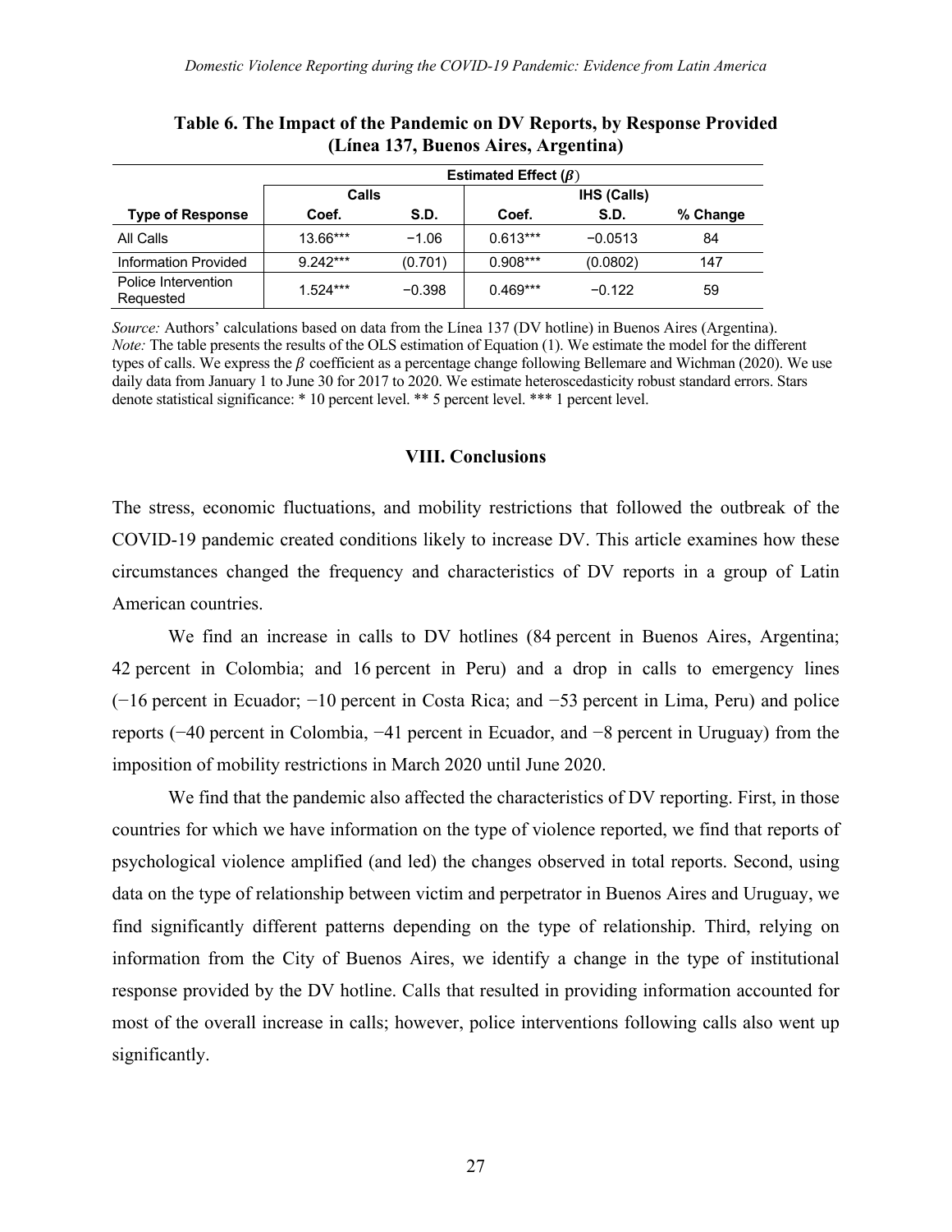**Table 6. The Impact of the Pandemic on DV Reports, by Response Provided (Línea 137, Buenos Aires, Argentina)**

| | Estimated Effect ($\beta$) | | | | |
|---|---|---|---|---|---|
| | Calls | | IHS (Calls) | | |
| Type of Response | Coef. | S.D. | Coef. | S.D. | % Change |
| All Calls | 13.66*** | −1.06 | 0.613*** | −0.0513 | 84 |
| Information Provided | 9.242*** | (0.701) | 0.908*** | (0.0802) | 147 |
| Police Intervention Requested | 1.524*** | −0.398 | 0.469*** | −0.122 | 59 |

*Source:* Authors' calculations based on data from the Línea 137 (DV hotline) in Buenos Aires (Argentina).
*Note:* The table presents the results of the OLS estimation of Equation (1). We estimate the model for the different types of calls. We express the $\beta$ coefficient as a percentage change following Bellemare and Wichman (2020). We use daily data from January 1 to June 30 for 2017 to 2020. We estimate heteroscedasticity robust standard errors. Stars denote statistical significance: * 10 percent level. ** 5 percent level. *** 1 percent level.

## VIII. Conclusions

The stress, economic fluctuations, and mobility restrictions that followed the outbreak of the COVID-19 pandemic created conditions likely to increase DV. This article examines how these circumstances changed the frequency and characteristics of DV reports in a group of Latin American countries.

We find an increase in calls to DV hotlines (84 percent in Buenos Aires, Argentina; 42 percent in Colombia; and 16 percent in Peru) and a drop in calls to emergency lines (−16 percent in Ecuador; −10 percent in Costa Rica; and −53 percent in Lima, Peru) and police reports (−40 percent in Colombia, −41 percent in Ecuador, and −8 percent in Uruguay) from the imposition of mobility restrictions in March 2020 until June 2020.

We find that the pandemic also affected the characteristics of DV reporting. First, in those countries for which we have information on the type of violence reported, we find that reports of psychological violence amplified (and led) the changes observed in total reports. Second, using data on the type of relationship between victim and perpetrator in Buenos Aires and Uruguay, we find significantly different patterns depending on the type of relationship. Third, relying on information from the City of Buenos Aires, we identify a change in the type of institutional response provided by the DV hotline. Calls that resulted in providing information accounted for most of the overall increase in calls; however, police interventions following calls also went up significantly.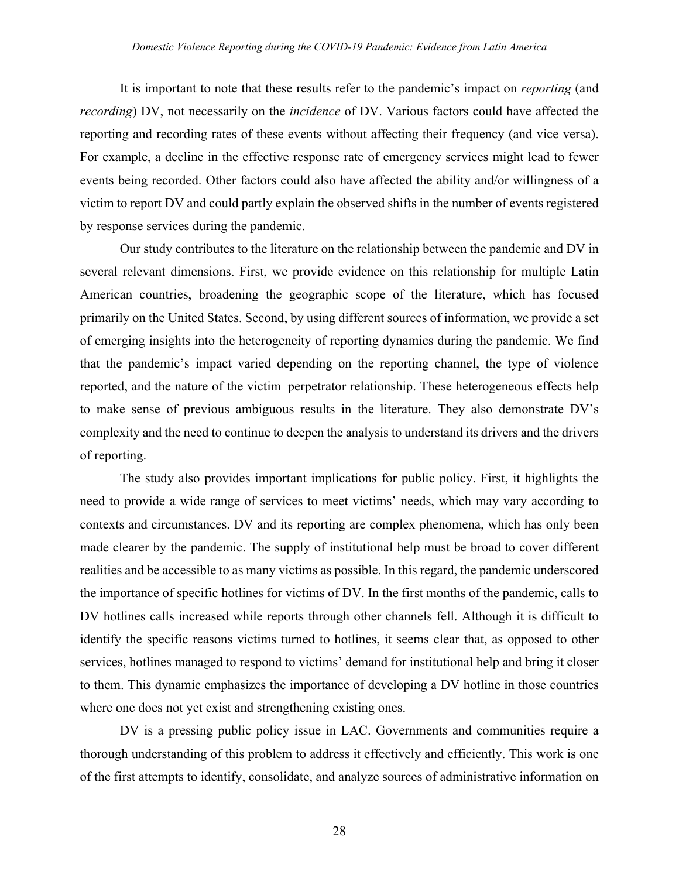It is important to note that these results refer to the pandemic's impact on *reporting* (and *recording*) DV, not necessarily on the *incidence* of DV. Various factors could have affected the reporting and recording rates of these events without affecting their frequency (and vice versa). For example, a decline in the effective response rate of emergency services might lead to fewer events being recorded. Other factors could also have affected the ability and/or willingness of a victim to report DV and could partly explain the observed shifts in the number of events registered by response services during the pandemic.

Our study contributes to the literature on the relationship between the pandemic and DV in several relevant dimensions. First, we provide evidence on this relationship for multiple Latin American countries, broadening the geographic scope of the literature, which has focused primarily on the United States. Second, by using different sources of information, we provide a set of emerging insights into the heterogeneity of reporting dynamics during the pandemic. We find that the pandemic's impact varied depending on the reporting channel, the type of violence reported, and the nature of the victim–perpetrator relationship. These heterogeneous effects help to make sense of previous ambiguous results in the literature. They also demonstrate DV's complexity and the need to continue to deepen the analysis to understand its drivers and the drivers of reporting.

The study also provides important implications for public policy. First, it highlights the need to provide a wide range of services to meet victims' needs, which may vary according to contexts and circumstances. DV and its reporting are complex phenomena, which has only been made clearer by the pandemic. The supply of institutional help must be broad to cover different realities and be accessible to as many victims as possible. In this regard, the pandemic underscored the importance of specific hotlines for victims of DV. In the first months of the pandemic, calls to DV hotlines calls increased while reports through other channels fell. Although it is difficult to identify the specific reasons victims turned to hotlines, it seems clear that, as opposed to other services, hotlines managed to respond to victims' demand for institutional help and bring it closer to them. This dynamic emphasizes the importance of developing a DV hotline in those countries where one does not yet exist and strengthening existing ones.

DV is a pressing public policy issue in LAC. Governments and communities require a thorough understanding of this problem to address it effectively and efficiently. This work is one of the first attempts to identify, consolidate, and analyze sources of administrative information on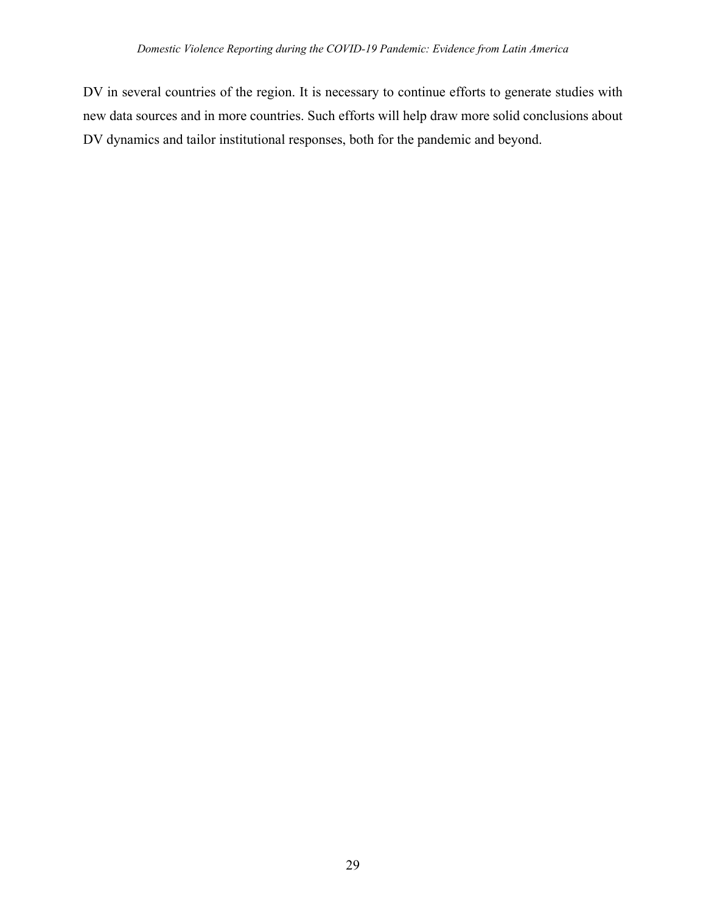DV in several countries of the region. It is necessary to continue efforts to generate studies with new data sources and in more countries. Such efforts will help draw more solid conclusions about DV dynamics and tailor institutional responses, both for the pandemic and beyond.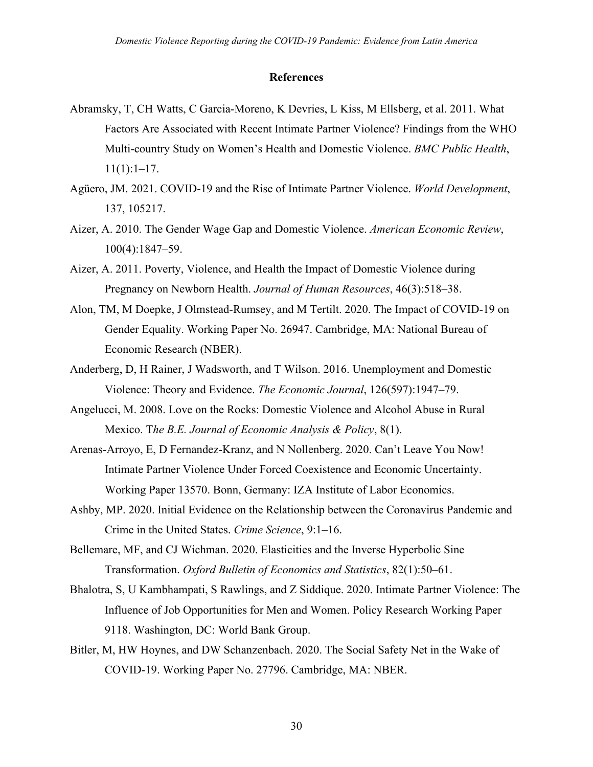## References

Abramsky, T, CH Watts, C Garcia-Moreno, K Devries, L Kiss, M Ellsberg, et al. 2011. What Factors Are Associated with Recent Intimate Partner Violence? Findings from the WHO Multi-country Study on Women's Health and Domestic Violence. *BMC Public Health*, 11(1):1–17.

Agüero, JM. 2021. COVID-19 and the Rise of Intimate Partner Violence. *World Development*, 137, 105217.

Aizer, A. 2010. The Gender Wage Gap and Domestic Violence. *American Economic Review*, 100(4):1847–59.

Aizer, A. 2011. Poverty, Violence, and Health the Impact of Domestic Violence during Pregnancy on Newborn Health. *Journal of Human Resources*, 46(3):518–38.

Alon, TM, M Doepke, J Olmstead-Rumsey, and M Tertilt. 2020. The Impact of COVID-19 on Gender Equality. Working Paper No. 26947. Cambridge, MA: National Bureau of Economic Research (NBER).

Anderberg, D, H Rainer, J Wadsworth, and T Wilson. 2016. Unemployment and Domestic Violence: Theory and Evidence. *The Economic Journal*, 126(597):1947–79.

Angelucci, M. 2008. Love on the Rocks: Domestic Violence and Alcohol Abuse in Rural Mexico. T*he B.E. Journal of Economic Analysis & Policy*, 8(1).

Arenas-Arroyo, E, D Fernandez-Kranz, and N Nollenberg. 2020. Can't Leave You Now! Intimate Partner Violence Under Forced Coexistence and Economic Uncertainty. Working Paper 13570. Bonn, Germany: IZA Institute of Labor Economics.

Ashby, MP. 2020. Initial Evidence on the Relationship between the Coronavirus Pandemic and Crime in the United States. *Crime Science*, 9:1–16.

Bellemare, MF, and CJ Wichman. 2020. Elasticities and the Inverse Hyperbolic Sine Transformation. *Oxford Bulletin of Economics and Statistics*, 82(1):50–61.

Bhalotra, S, U Kambhampati, S Rawlings, and Z Siddique. 2020. Intimate Partner Violence: The Influence of Job Opportunities for Men and Women. Policy Research Working Paper 9118. Washington, DC: World Bank Group.

Bitler, M, HW Hoynes, and DW Schanzenbach. 2020. The Social Safety Net in the Wake of COVID-19. Working Paper No. 27796. Cambridge, MA: NBER.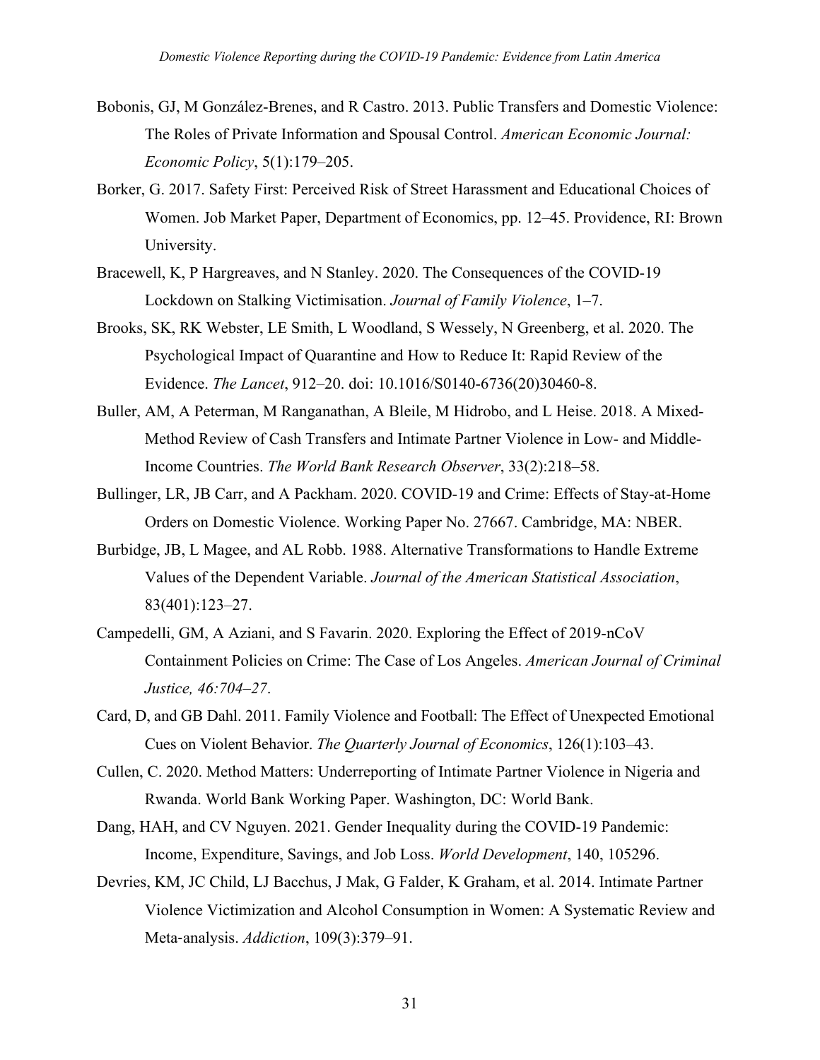Bobonis, GJ, M González-Brenes, and R Castro. 2013. Public Transfers and Domestic Violence: The Roles of Private Information and Spousal Control. *American Economic Journal: Economic Policy*, 5(1):179–205.

Borker, G. 2017. Safety First: Perceived Risk of Street Harassment and Educational Choices of Women. Job Market Paper, Department of Economics, pp. 12–45. Providence, RI: Brown University.

Bracewell, K, P Hargreaves, and N Stanley. 2020. The Consequences of the COVID-19 Lockdown on Stalking Victimisation. *Journal of Family Violence*, 1–7.

Brooks, SK, RK Webster, LE Smith, L Woodland, S Wessely, N Greenberg, et al. 2020. The Psychological Impact of Quarantine and How to Reduce It: Rapid Review of the Evidence. *The Lancet*, 912–20. doi: 10.1016/S0140-6736(20)30460-8.

Buller, AM, A Peterman, M Ranganathan, A Bleile, M Hidrobo, and L Heise. 2018. A Mixed-Method Review of Cash Transfers and Intimate Partner Violence in Low- and Middle-Income Countries. *The World Bank Research Observer*, 33(2):218–58.

Bullinger, LR, JB Carr, and A Packham. 2020. COVID-19 and Crime: Effects of Stay-at-Home Orders on Domestic Violence. Working Paper No. 27667. Cambridge, MA: NBER.

Burbidge, JB, L Magee, and AL Robb. 1988. Alternative Transformations to Handle Extreme Values of the Dependent Variable. *Journal of the American Statistical Association*, 83(401):123–27.

Campedelli, GM, A Aziani, and S Favarin. 2020. Exploring the Effect of 2019-nCoV Containment Policies on Crime: The Case of Los Angeles. *American Journal of Criminal Justice, 46:704–27*.

Card, D, and GB Dahl. 2011. Family Violence and Football: The Effect of Unexpected Emotional Cues on Violent Behavior. *The Quarterly Journal of Economics*, 126(1):103–43.

Cullen, C. 2020. Method Matters: Underreporting of Intimate Partner Violence in Nigeria and Rwanda. World Bank Working Paper. Washington, DC: World Bank.

Dang, HAH, and CV Nguyen. 2021. Gender Inequality during the COVID-19 Pandemic: Income, Expenditure, Savings, and Job Loss. *World Development*, 140, 105296.

Devries, KM, JC Child, LJ Bacchus, J Mak, G Falder, K Graham, et al. 2014. Intimate Partner Violence Victimization and Alcohol Consumption in Women: A Systematic Review and Meta-analysis. *Addiction*, 109(3):379–91.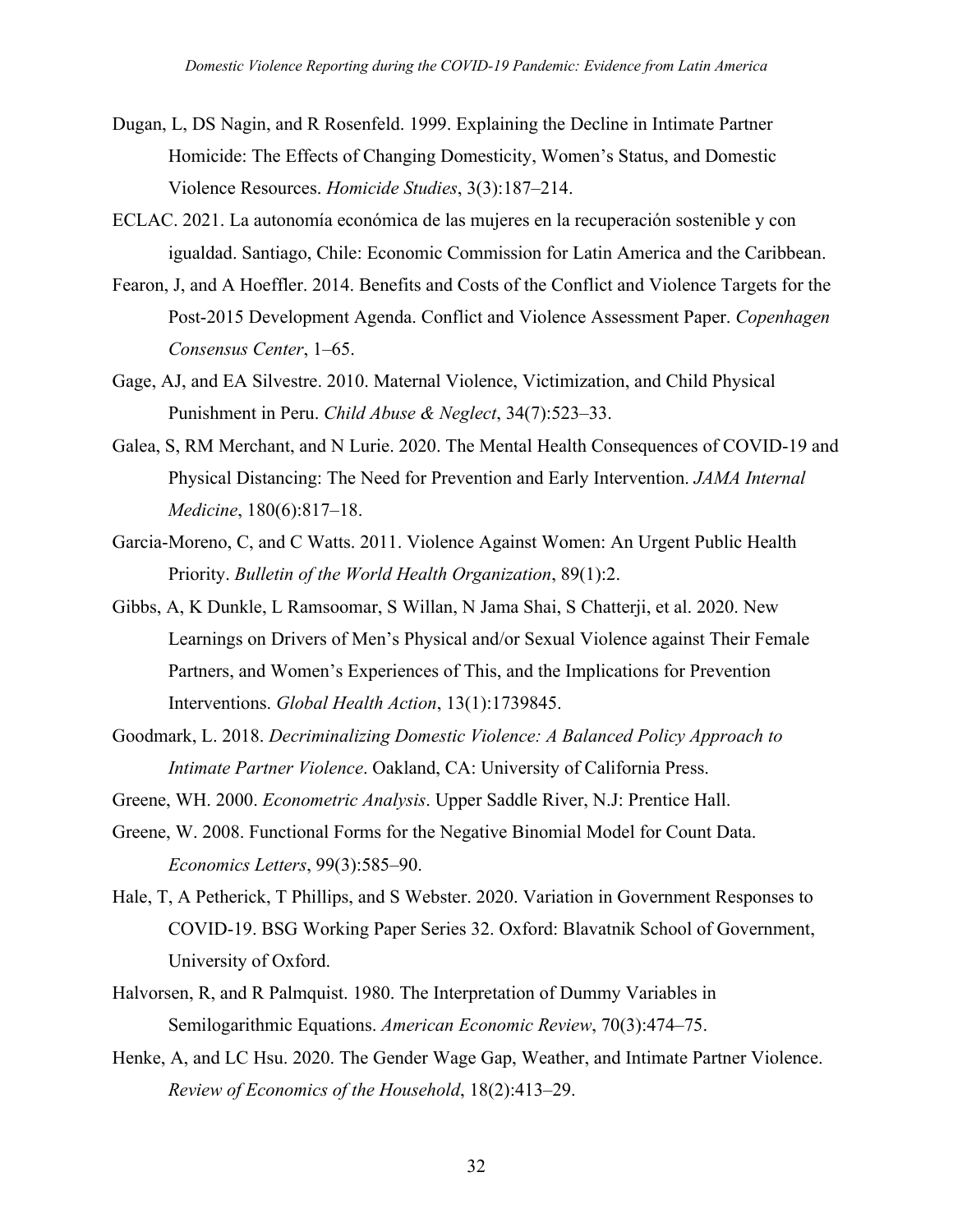Dugan, L, DS Nagin, and R Rosenfeld. 1999. Explaining the Decline in Intimate Partner Homicide: The Effects of Changing Domesticity, Women's Status, and Domestic Violence Resources. *Homicide Studies*, 3(3):187–214.

ECLAC. 2021. La autonomía económica de las mujeres en la recuperación sostenible y con igualdad. Santiago, Chile: Economic Commission for Latin America and the Caribbean.

Fearon, J, and A Hoeffler. 2014. Benefits and Costs of the Conflict and Violence Targets for the Post-2015 Development Agenda. Conflict and Violence Assessment Paper. *Copenhagen Consensus Center*, 1–65.

Gage, AJ, and EA Silvestre. 2010. Maternal Violence, Victimization, and Child Physical Punishment in Peru. *Child Abuse & Neglect*, 34(7):523–33.

Galea, S, RM Merchant, and N Lurie. 2020. The Mental Health Consequences of COVID-19 and Physical Distancing: The Need for Prevention and Early Intervention. *JAMA Internal Medicine*, 180(6):817–18.

Garcia-Moreno, C, and C Watts. 2011. Violence Against Women: An Urgent Public Health Priority. *Bulletin of the World Health Organization*, 89(1):2.

Gibbs, A, K Dunkle, L Ramsoomar, S Willan, N Jama Shai, S Chatterji, et al. 2020. New Learnings on Drivers of Men's Physical and/or Sexual Violence against Their Female Partners, and Women's Experiences of This, and the Implications for Prevention Interventions. *Global Health Action*, 13(1):1739845.

Goodmark, L. 2018. *Decriminalizing Domestic Violence: A Balanced Policy Approach to Intimate Partner Violence*. Oakland, CA: University of California Press.

Greene, WH. 2000. *Econometric Analysis*. Upper Saddle River, N.J: Prentice Hall.

Greene, W. 2008. Functional Forms for the Negative Binomial Model for Count Data. *Economics Letters*, 99(3):585–90.

Hale, T, A Petherick, T Phillips, and S Webster. 2020. Variation in Government Responses to COVID-19. BSG Working Paper Series 32. Oxford: Blavatnik School of Government, University of Oxford.

Halvorsen, R, and R Palmquist. 1980. The Interpretation of Dummy Variables in Semilogarithmic Equations. *American Economic Review*, 70(3):474–75.

Henke, A, and LC Hsu. 2020. The Gender Wage Gap, Weather, and Intimate Partner Violence. *Review of Economics of the Household*, 18(2):413–29.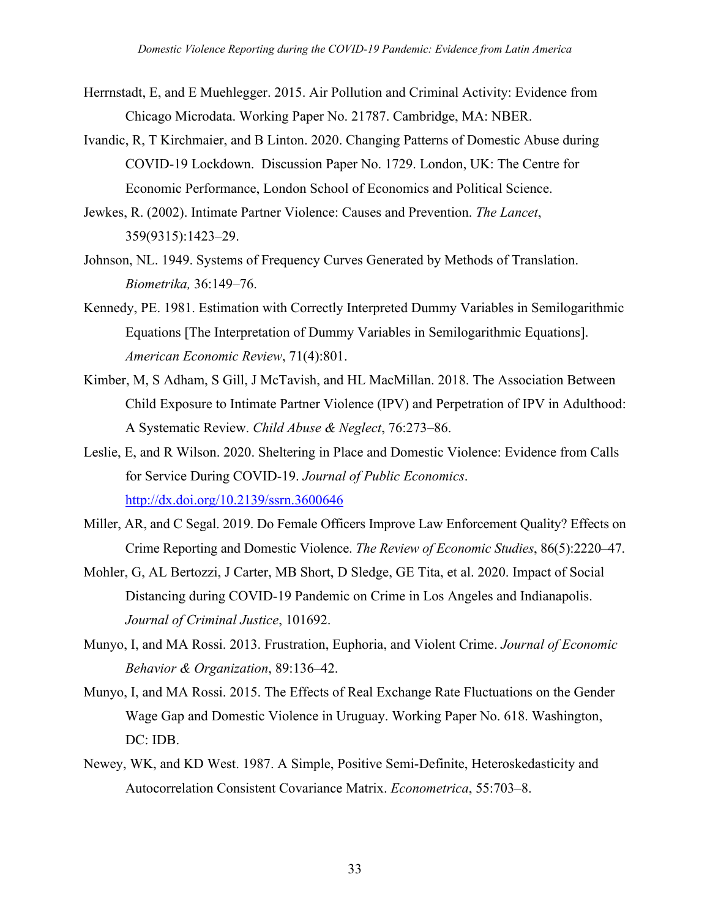Herrnstadt, E, and E Muehlegger. 2015. Air Pollution and Criminal Activity: Evidence from Chicago Microdata. Working Paper No. 21787. Cambridge, MA: NBER.

Ivandic, R, T Kirchmaier, and B Linton. 2020. Changing Patterns of Domestic Abuse during COVID-19 Lockdown. Discussion Paper No. 1729. London, UK: The Centre for Economic Performance, London School of Economics and Political Science.

Jewkes, R. (2002). Intimate Partner Violence: Causes and Prevention. *The Lancet*, 359(9315):1423–29.

Johnson, NL. 1949. Systems of Frequency Curves Generated by Methods of Translation. *Biometrika,* 36:149–76.

Kennedy, PE. 1981. Estimation with Correctly Interpreted Dummy Variables in Semilogarithmic Equations [The Interpretation of Dummy Variables in Semilogarithmic Equations]. *American Economic Review*, 71(4):801.

Kimber, M, S Adham, S Gill, J McTavish, and HL MacMillan. 2018. The Association Between Child Exposure to Intimate Partner Violence (IPV) and Perpetration of IPV in Adulthood: A Systematic Review. *Child Abuse & Neglect*, 76:273–86.

Leslie, E, and R Wilson. 2020. Sheltering in Place and Domestic Violence: Evidence from Calls for Service During COVID-19. *Journal of Public Economics*. http://dx.doi.org/10.2139/ssrn.3600646

Miller, AR, and C Segal. 2019. Do Female Officers Improve Law Enforcement Quality? Effects on Crime Reporting and Domestic Violence. *The Review of Economic Studies*, 86(5):2220–47.

Mohler, G, AL Bertozzi, J Carter, MB Short, D Sledge, GE Tita, et al. 2020. Impact of Social Distancing during COVID-19 Pandemic on Crime in Los Angeles and Indianapolis. *Journal of Criminal Justice*, 101692.

Munyo, I, and MA Rossi. 2013. Frustration, Euphoria, and Violent Crime. *Journal of Economic Behavior & Organization*, 89:136–42.

Munyo, I, and MA Rossi. 2015. The Effects of Real Exchange Rate Fluctuations on the Gender Wage Gap and Domestic Violence in Uruguay. Working Paper No. 618. Washington, DC: IDB.

Newey, WK, and KD West. 1987. A Simple, Positive Semi-Definite, Heteroskedasticity and Autocorrelation Consistent Covariance Matrix. *Econometrica*, 55:703–8.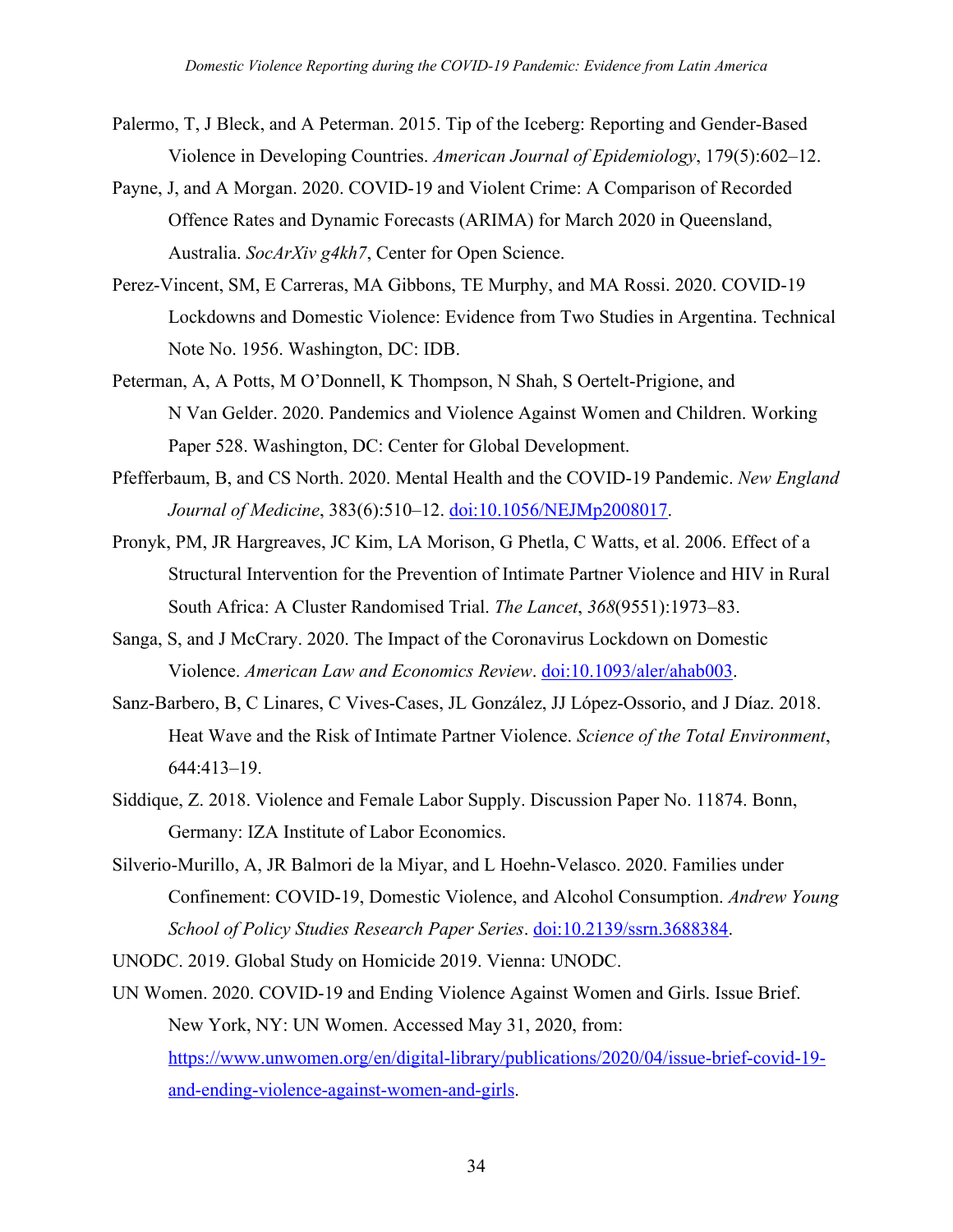Palermo, T, J Bleck, and A Peterman. 2015. Tip of the Iceberg: Reporting and Gender-Based Violence in Developing Countries. *American Journal of Epidemiology*, 179(5):602–12.

Payne, J, and A Morgan. 2020. COVID-19 and Violent Crime: A Comparison of Recorded Offence Rates and Dynamic Forecasts (ARIMA) for March 2020 in Queensland, Australia. *SocArXiv g4kh7*, Center for Open Science.

Perez-Vincent, SM, E Carreras, MA Gibbons, TE Murphy, and MA Rossi. 2020. COVID-19 Lockdowns and Domestic Violence: Evidence from Two Studies in Argentina. Technical Note No. 1956. Washington, DC: IDB.

Peterman, A, A Potts, M O'Donnell, K Thompson, N Shah, S Oertelt-Prigione, and N Van Gelder. 2020. Pandemics and Violence Against Women and Children. Working Paper 528. Washington, DC: Center for Global Development.

Pfefferbaum, B, and CS North. 2020. Mental Health and the COVID-19 Pandemic. *New England Journal of Medicine*, 383(6):510–12. doi:10.1056/NEJMp2008017.

Pronyk, PM, JR Hargreaves, JC Kim, LA Morison, G Phetla, C Watts, et al. 2006. Effect of a Structural Intervention for the Prevention of Intimate Partner Violence and HIV in Rural South Africa: A Cluster Randomised Trial. *The Lancet*, *368*(9551):1973–83.

Sanga, S, and J McCrary. 2020. The Impact of the Coronavirus Lockdown on Domestic Violence. *American Law and Economics Review*. doi:10.1093/aler/ahab003.

Sanz-Barbero, B, C Linares, C Vives-Cases, JL González, JJ López-Ossorio, and J Díaz. 2018. Heat Wave and the Risk of Intimate Partner Violence. *Science of the Total Environment*, 644:413–19.

Siddique, Z. 2018. Violence and Female Labor Supply. Discussion Paper No. 11874. Bonn, Germany: IZA Institute of Labor Economics.

Silverio-Murillo, A, JR Balmori de la Miyar, and L Hoehn-Velasco. 2020. Families under Confinement: COVID-19, Domestic Violence, and Alcohol Consumption. *Andrew Young School of Policy Studies Research Paper Series*. doi:10.2139/ssrn.3688384.

UNODC. 2019. Global Study on Homicide 2019. Vienna: UNODC.

UN Women. 2020. COVID-19 and Ending Violence Against Women and Girls. Issue Brief. New York, NY: UN Women. Accessed May 31, 2020, from: https://www.unwomen.org/en/digital-library/publications/2020/04/issue-brief-covid-19-and-ending-violence-against-women-and-girls.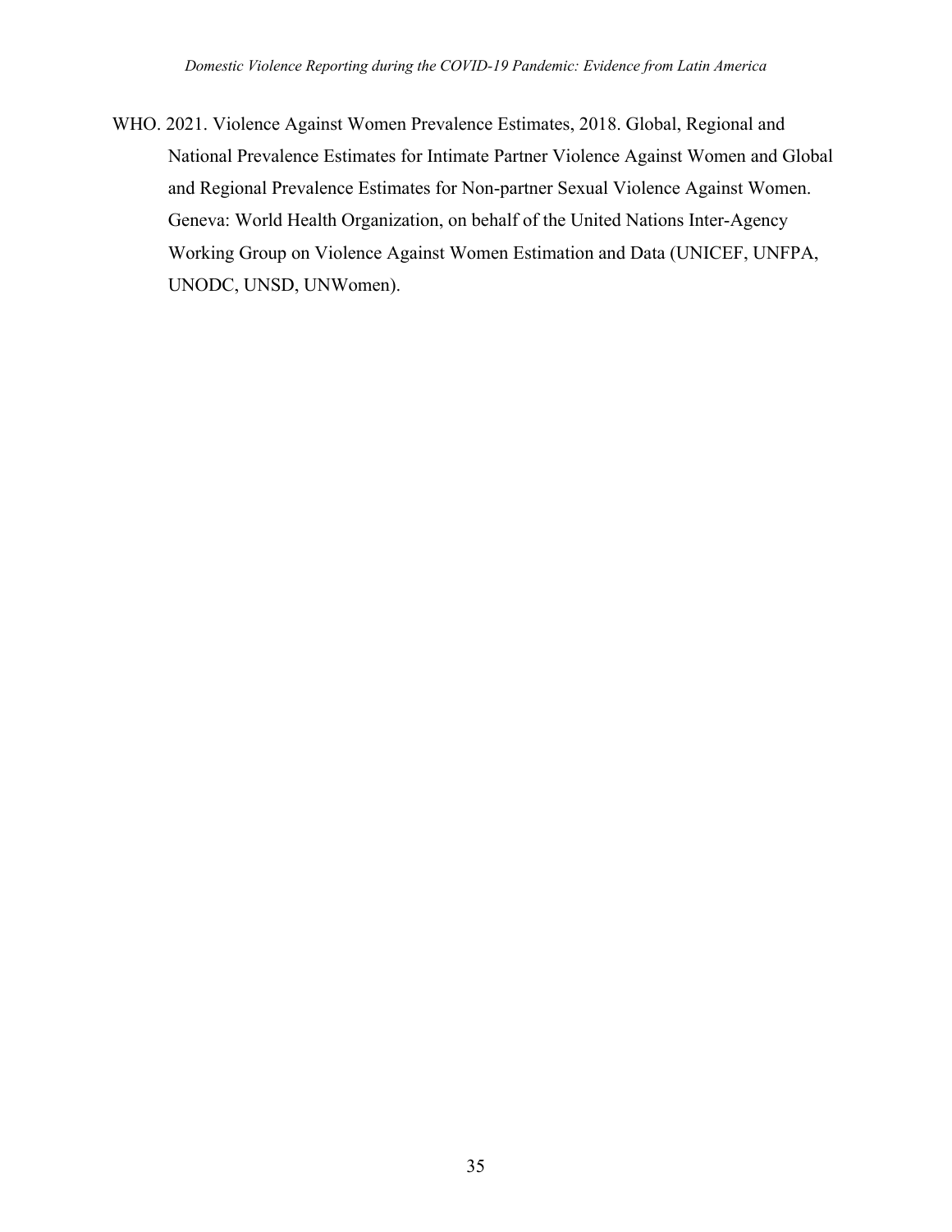WHO. 2021. Violence Against Women Prevalence Estimates, 2018. Global, Regional and National Prevalence Estimates for Intimate Partner Violence Against Women and Global and Regional Prevalence Estimates for Non-partner Sexual Violence Against Women. Geneva: World Health Organization, on behalf of the United Nations Inter-Agency Working Group on Violence Against Women Estimation and Data (UNICEF, UNFPA, UNODC, UNSD, UNWomen).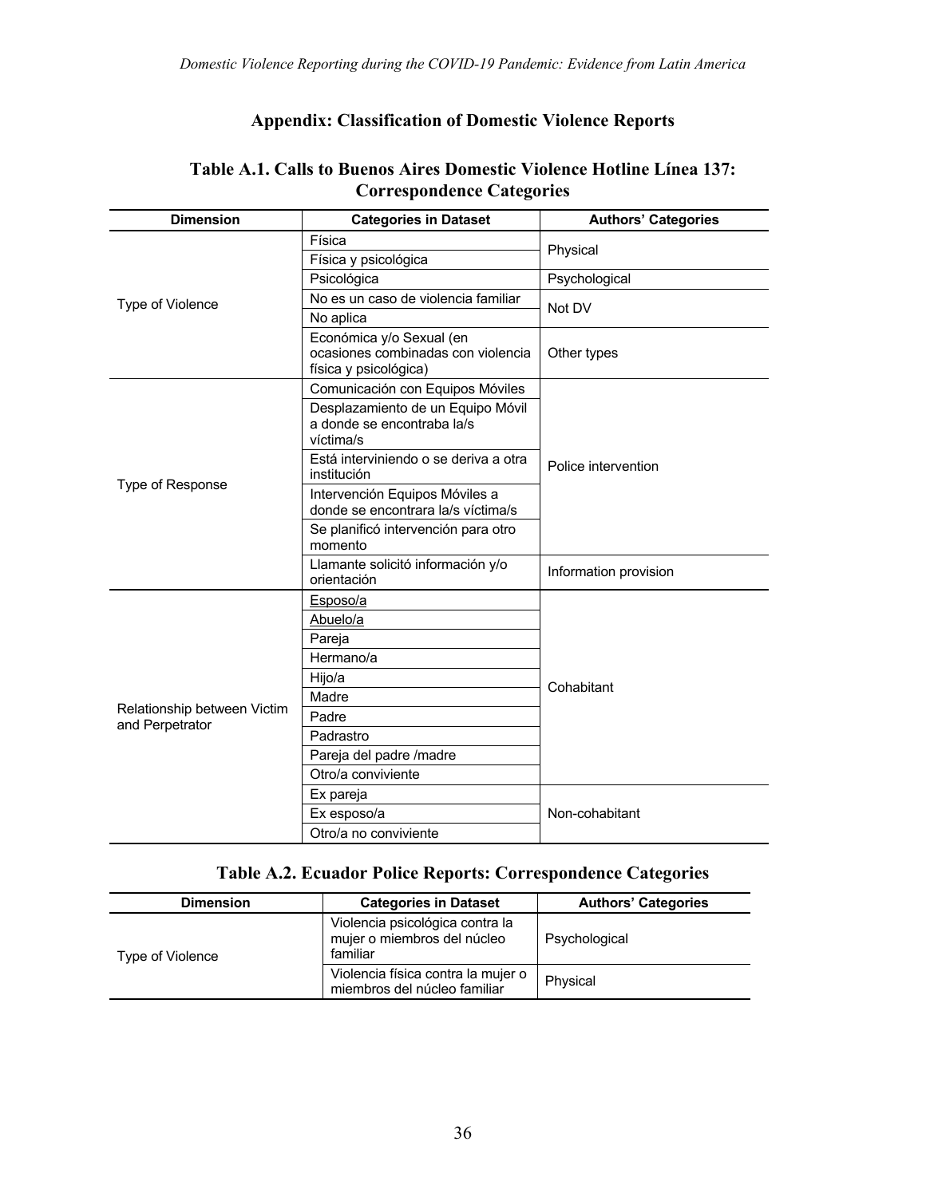## Appendix: Classification of Domestic Violence Reports

### Table A.1. Calls to Buenos Aires Domestic Violence Hotline Línea 137: Correspondence Categories

| Dimension | Categories in Dataset | Authors' Categories |
|---|---|---|
| Type of Violence | Física | Physical |
| | Física y psicológica | |
| | Psicológica | Psychological |
| | No es un caso de violencia familiar | Not DV |
| | No aplica | |
| | Económica y/o Sexual (en ocasiones combinadas con violencia física y psicológica) | Other types |
| Type of Response | Comunicación con Equipos Móviles | Police intervention |
| | Desplazamiento de un Equipo Móvil a donde se encontraba la/s víctima/s | |
| | Está interviniendo o se deriva a otra institución | |
| | Intervención Equipos Móviles a donde se encontrara la/s víctima/s | |
| | Se planificó intervención para otro momento | |
| | Llamante solicitó información y/o orientación | Information provision |
| Relationship between Victim and Perpetrator | Esposo/a | Cohabitant |
| | Abuelo/a | |
| | Pareja | |
| | Hermano/a | |
| | Hijo/a | |
| | Madre | |
| | Padre | |
| | Padrastro | |
| | Pareja del padre /madre | |
| | Otro/a conviviente | |
| | Ex pareja | Non-cohabitant |
| | Ex esposo/a | |
| | Otro/a no conviviente | |

### Table A.2. Ecuador Police Reports: Correspondence Categories

| Dimension | Categories in Dataset | Authors' Categories |
|---|---|---|
| Type of Violence | Violencia psicológica contra la mujer o miembros del núcleo familiar | Psychological |
| | Violencia física contra la mujer o miembros del núcleo familiar | Physical |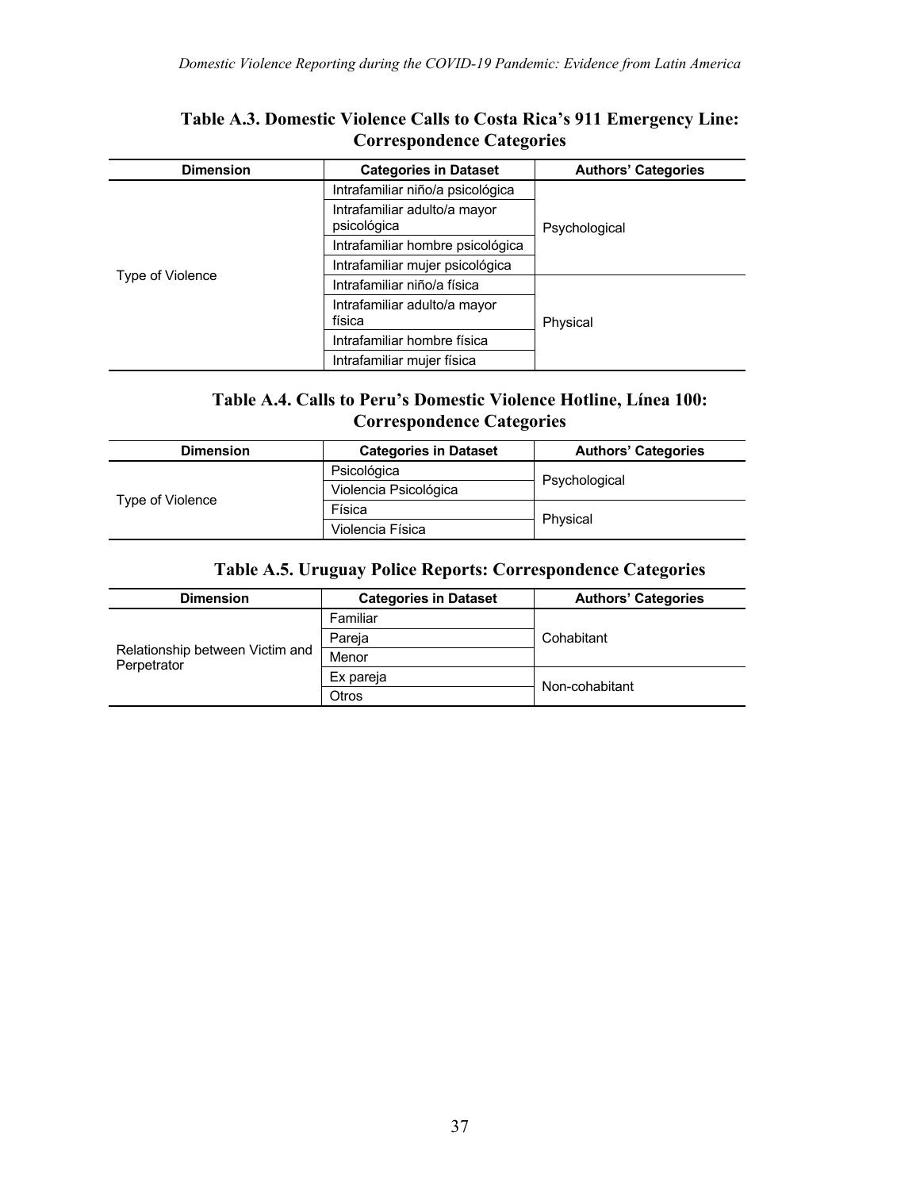**Table A.3. Domestic Violence Calls to Costa Rica's 911 Emergency Line: Correspondence Categories**

| Dimension | Categories in Dataset | Authors' Categories |
|---|---|---|
| Type of Violence | Intrafamiliar niño/a psicológica | Psychological |
| | Intrafamiliar adulto/a mayor psicológica | |
| | Intrafamiliar hombre psicológica | |
| | Intrafamiliar mujer psicológica | |
| | Intrafamiliar niño/a física | Physical |
| | Intrafamiliar adulto/a mayor física | |
| | Intrafamiliar hombre física | |
| | Intrafamiliar mujer física | |

**Table A.4. Calls to Peru's Domestic Violence Hotline, Línea 100: Correspondence Categories**

| Dimension | Categories in Dataset | Authors' Categories |
|---|---|---|
| Type of Violence | Psicológica | Psychological |
| | Violencia Psicológica | |
| | Física | Physical |
| | Violencia Física | |

**Table A.5. Uruguay Police Reports: Correspondence Categories**

| Dimension | Categories in Dataset | Authors' Categories |
|---|---|---|
| Relationship between Victim and Perpetrator | Familiar | Cohabitant |
| | Pareja | |
| | Menor | |
| | Ex pareja | Non-cohabitant |
| | Otros | |